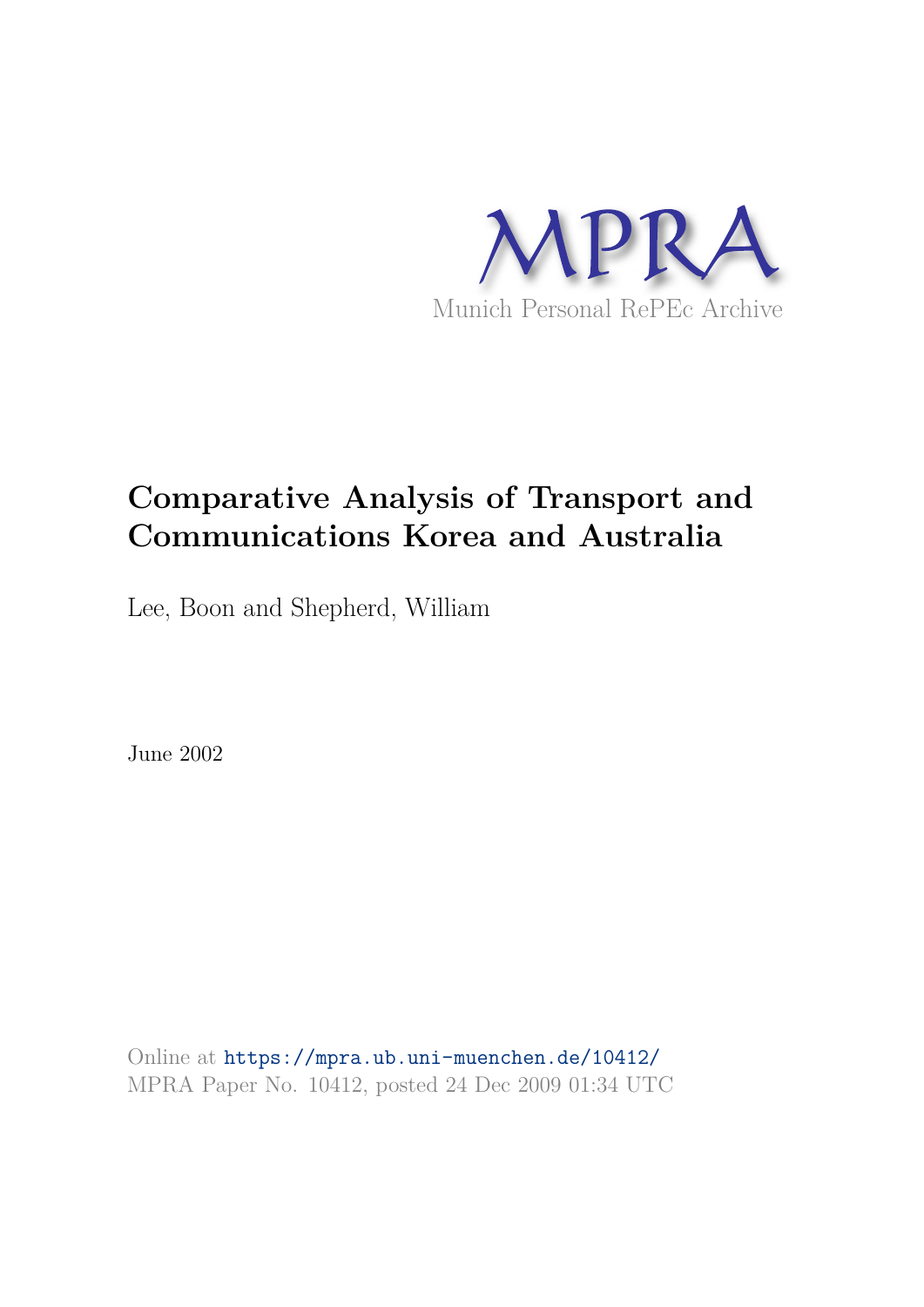MPRA

Munich Personal RePEc Archive

# Comparative Analysis of Transport and Communications Korea and Australia

Lee, Boon and Shepherd, William

June 2002

Online at https://mpra.ub.uni-muenchen.de/10412/
MPRA Paper No. 10412, posted 24 Dec 2009 01:34 UTC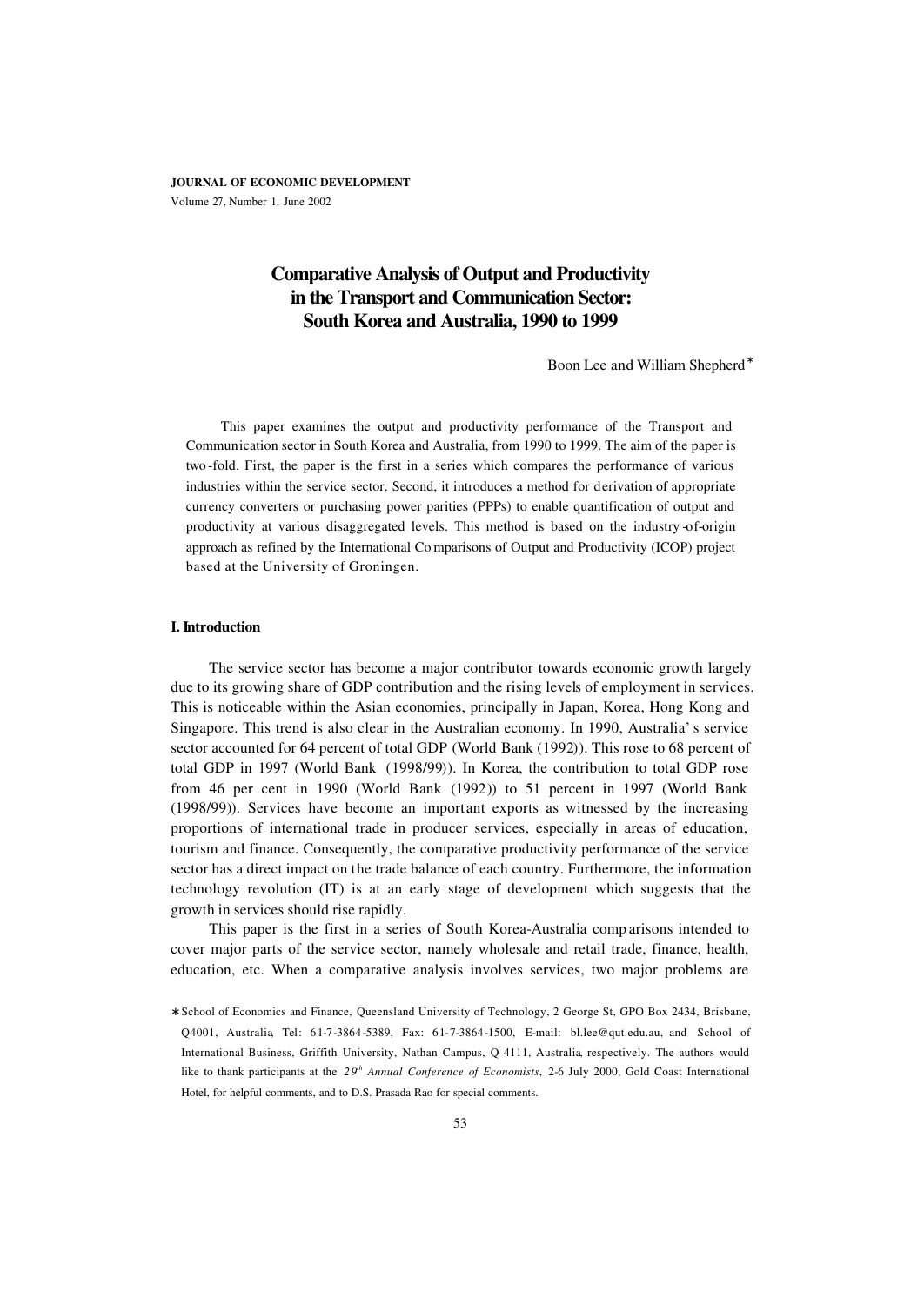**JOURNAL OF ECONOMIC DEVELOPMENT**
Volume 27, Number 1, June 2002

# Comparative Analysis of Output and Productivity in the Transport and Communication Sector: South Korea and Australia, 1990 to 1999

Boon Lee and William Shepherd*

This paper examines the output and productivity performance of the Transport and Communication sector in South Korea and Australia, from 1990 to 1999. The aim of the paper is two-fold. First, the paper is the first in a series which compares the performance of various industries within the service sector. Second, it introduces a method for derivation of appropriate currency converters or purchasing power parities (PPPs) to enable quantification of output and productivity at various disaggregated levels. This method is based on the industry-of-origin approach as refined by the International Comparisons of Output and Productivity (ICOP) project based at the University of Groningen.

## I. Introduction

The service sector has become a major contributor towards economic growth largely due to its growing share of GDP contribution and the rising levels of employment in services. This is noticeable within the Asian economies, principally in Japan, Korea, Hong Kong and Singapore. This trend is also clear in the Australian economy. In 1990, Australia's service sector accounted for 64 percent of total GDP (World Bank (1992)). This rose to 68 percent of total GDP in 1997 (World Bank (1998/99)). In Korea, the contribution to total GDP rose from 46 per cent in 1990 (World Bank (1992)) to 51 percent in 1997 (World Bank (1998/99)). Services have become an important exports as witnessed by the increasing proportions of international trade in producer services, especially in areas of education, tourism and finance. Consequently, the comparative productivity performance of the service sector has a direct impact on the trade balance of each country. Furthermore, the information technology revolution (IT) is at an early stage of development which suggests that the growth in services should rise rapidly.

This paper is the first in a series of South Korea-Australia comparisons intended to cover major parts of the service sector, namely wholesale and retail trade, finance, health, education, etc. When a comparative analysis involves services, two major problems are

---

* School of Economics and Finance, Queensland University of Technology, 2 George St, GPO Box 2434, Brisbane, Q4001, Australia, Tel: 61-7-3864-5389, Fax: 61-7-3864-1500, E-mail: bl.lee@qut.edu.au, and School of International Business, Griffith University, Nathan Campus, Q 4111, Australia, respectively. The authors would like to thank participants at the *29th Annual Conference of Economists*, 2-6 July 2000, Gold Coast International Hotel, for helpful comments, and to D.S. Prasada Rao for special comments.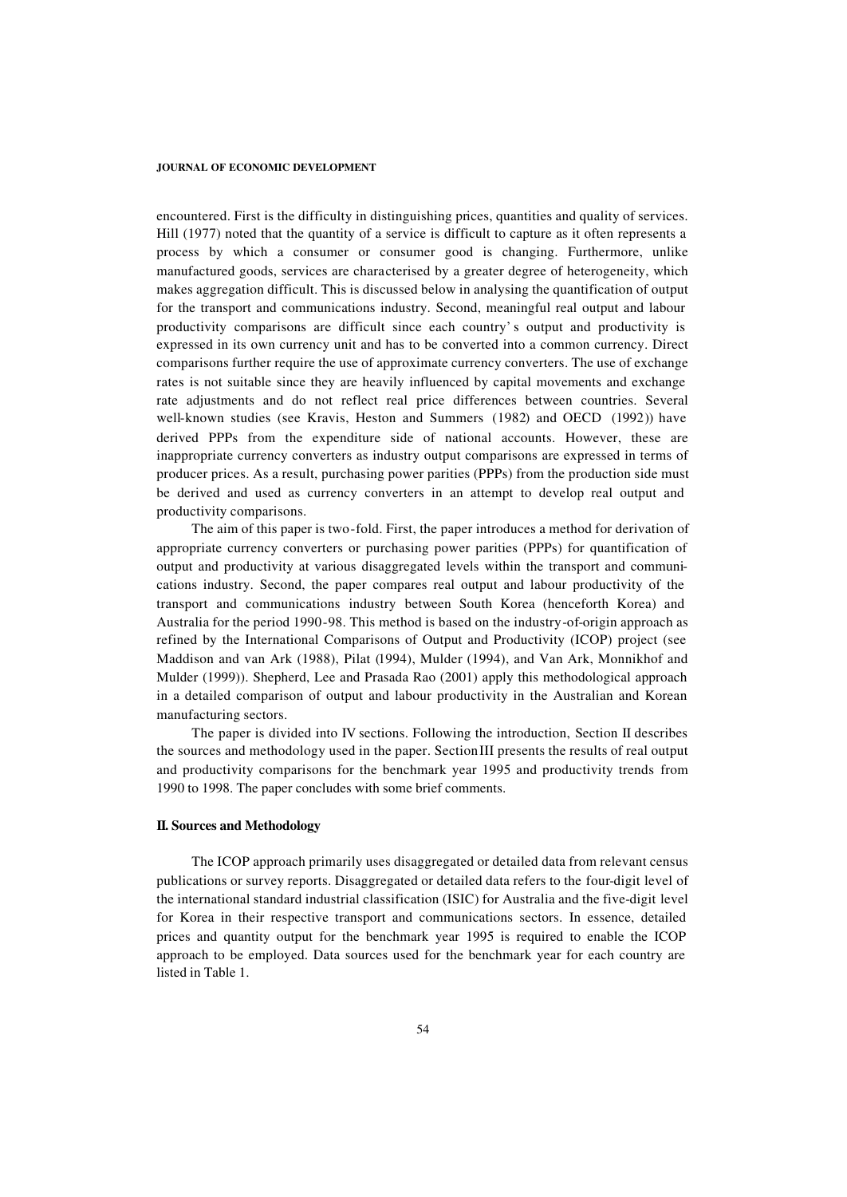encountered. First is the difficulty in distinguishing prices, quantities and quality of services. Hill (1977) noted that the quantity of a service is difficult to capture as it often represents a process by which a consumer or consumer good is changing. Furthermore, unlike manufactured goods, services are characterised by a greater degree of heterogeneity, which makes aggregation difficult. This is discussed below in analysing the quantification of output for the transport and communications industry. Second, meaningful real output and labour productivity comparisons are difficult since each country's output and productivity is expressed in its own currency unit and has to be converted into a common currency. Direct comparisons further require the use of approximate currency converters. The use of exchange rates is not suitable since they are heavily influenced by capital movements and exchange rate adjustments and do not reflect real price differences between countries. Several well-known studies (see Kravis, Heston and Summers (1982) and OECD (1992)) have derived PPPs from the expenditure side of national accounts. However, these are inappropriate currency converters as industry output comparisons are expressed in terms of producer prices. As a result, purchasing power parities (PPPs) from the production side must be derived and used as currency converters in an attempt to develop real output and productivity comparisons.

The aim of this paper is two-fold. First, the paper introduces a method for derivation of appropriate currency converters or purchasing power parities (PPPs) for quantification of output and productivity at various disaggregated levels within the transport and communications industry. Second, the paper compares real output and labour productivity of the transport and communications industry between South Korea (henceforth Korea) and Australia for the period 1990-98. This method is based on the industry-of-origin approach as refined by the International Comparisons of Output and Productivity (ICOP) project (see Maddison and van Ark (1988), Pilat (1994), Mulder (1994), and Van Ark, Monnikhof and Mulder (1999)). Shepherd, Lee and Prasada Rao (2001) apply this methodological approach in a detailed comparison of output and labour productivity in the Australian and Korean manufacturing sectors.

The paper is divided into IV sections. Following the introduction, Section II describes the sources and methodology used in the paper. Section III presents the results of real output and productivity comparisons for the benchmark year 1995 and productivity trends from 1990 to 1998. The paper concludes with some brief comments.

## II. Sources and Methodology

The ICOP approach primarily uses disaggregated or detailed data from relevant census publications or survey reports. Disaggregated or detailed data refers to the four-digit level of the international standard industrial classification (ISIC) for Australia and the five-digit level for Korea in their respective transport and communications sectors. In essence, detailed prices and quantity output for the benchmark year 1995 is required to enable the ICOP approach to be employed. Data sources used for the benchmark year for each country are listed in Table 1.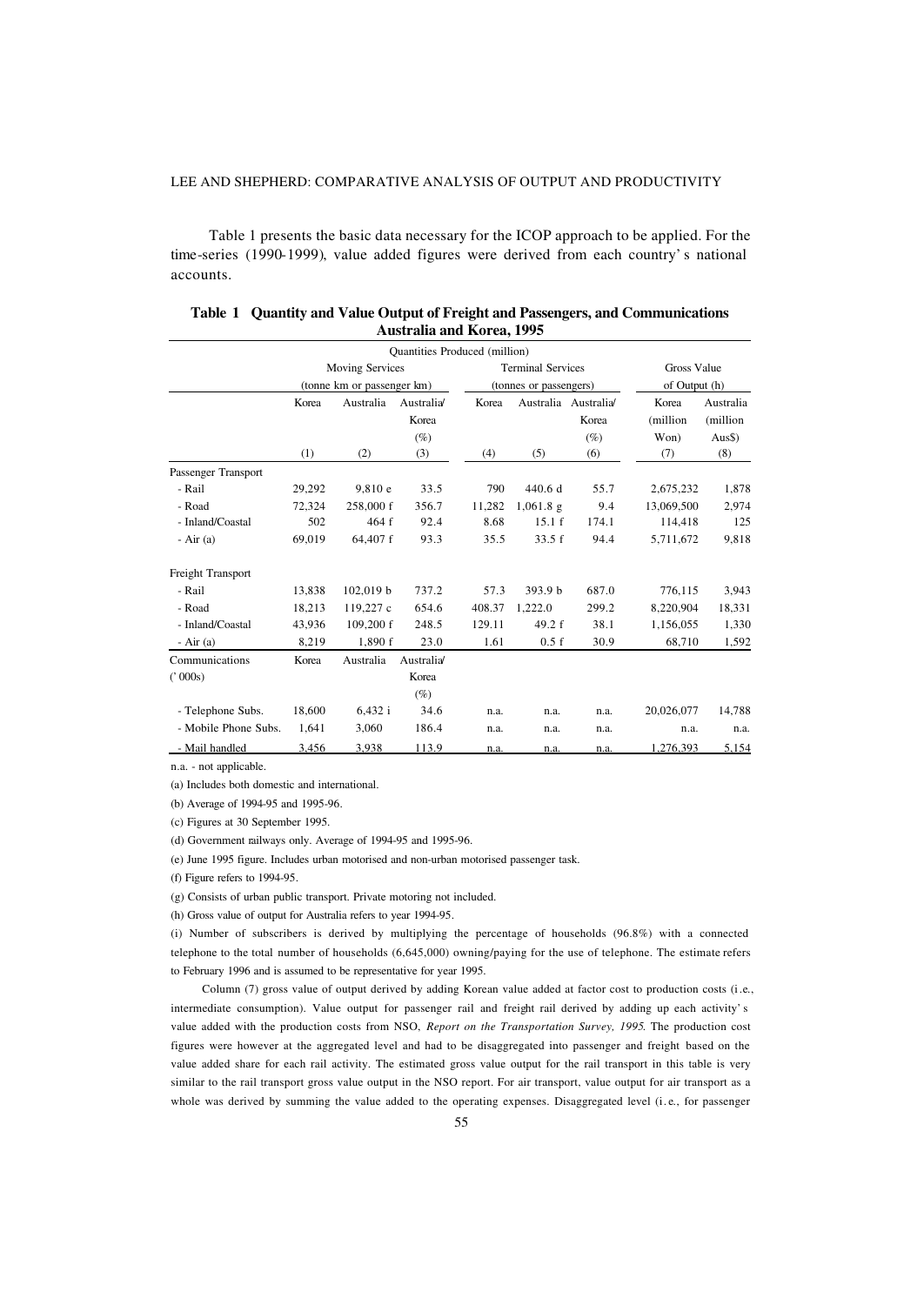Table 1 presents the basic data necessary for the ICOP approach to be applied. For the time-series (1990-1999), value added figures were derived from each country's national accounts.

**Table 1 Quantity and Value Output of Freight and Passengers, and Communications Australia and Korea, 1995**

| | Quantities Produced (million) | | | | | | | |
|---|---|---|---|---|---|---|---|---|
| | Moving Services (tonne km or passenger km) | | | Terminal Services (tonnes or passengers) | | | Gross Value of Output (h) | |
| | Korea | Australia | Australia/ Korea (%) | Korea | Australia | Australia/ Korea (%) | Korea (million Won) | Australia (million Aus$) |
| | (1) | (2) | (3) | (4) | (5) | (6) | (7) | (8) |
| Passenger Transport | | | | | | | | |
| - Rail | 29,292 | 9,810 e | 33.5 | 790 | 440.6 d | 55.7 | 2,675,232 | 1,878 |
| - Road | 72,324 | 258,000 f | 356.7 | 11,282 | 1,061.8 g | 9.4 | 13,069,500 | 2,974 |
| - Inland/Coastal | 502 | 464 f | 92.4 | 8.68 | 15.1 f | 174.1 | 114,418 | 125 |
| - Air (a) | 69,019 | 64,407 f | 93.3 | 35.5 | 33.5 f | 94.4 | 5,711,672 | 9,818 |
| Freight Transport | | | | | | | | |
| - Rail | 13,838 | 102,019 b | 737.2 | 57.3 | 393.9 b | 687.0 | 776,115 | 3,943 |
| - Road | 18,213 | 119,227 c | 654.6 | 408.37 | 1,222.0 | 299.2 | 8,220,904 | 18,331 |
| - Inland/Coastal | 43,936 | 109,200 f | 248.5 | 129.11 | 49.2 f | 38.1 | 1,156,055 | 1,330 |
| - Air (a) | 8,219 | 1,890 f | 23.0 | 1.61 | 0.5 f | 30.9 | 68,710 | 1,592 |
| Communications ('000s) | Korea | Australia | Australia/ Korea (%) | | | | | |
| - Telephone Subs. | 18,600 | 6,432 i | 34.6 | n.a. | n.a. | n.a. | 20,026,077 | 14,788 |
| - Mobile Phone Subs. | 1,641 | 3,060 | 186.4 | n.a. | n.a. | n.a. | n.a. | n.a. |
| - Mail handled | 3,456 | 3,938 | 113.9 | n.a. | n.a. | n.a. | 1,276,393 | 5,154 |

n.a. - not applicable.

(a) Includes both domestic and international.

(b) Average of 1994-95 and 1995-96.

(c) Figures at 30 September 1995.

(d) Government railways only. Average of 1994-95 and 1995-96.

(e) June 1995 figure. Includes urban motorised and non-urban motorised passenger task.

(f) Figure refers to 1994-95.

(g) Consists of urban public transport. Private motoring not included.

(h) Gross value of output for Australia refers to year 1994-95.

(i) Number of subscribers is derived by multiplying the percentage of households (96.8%) with a connected telephone to the total number of households (6,645,000) owning/paying for the use of telephone. The estimate refers to February 1996 and is assumed to be representative for year 1995.

Column (7) gross value of output derived by adding Korean value added at factor cost to production costs (i.e., intermediate consumption). Value output for passenger rail and freight rail derived by adding up each activity's value added with the production costs from NSO, *Report on the Transportation Survey, 1995*. The production cost figures were however at the aggregated level and had to be disaggregated into passenger and freight based on the value added share for each rail activity. The estimated gross value output for the rail transport in this table is very similar to the rail transport gross value output in the NSO report. For air transport, value output for air transport as a whole was derived by summing the value added to the operating expenses. Disaggregated level (i.e., for passenger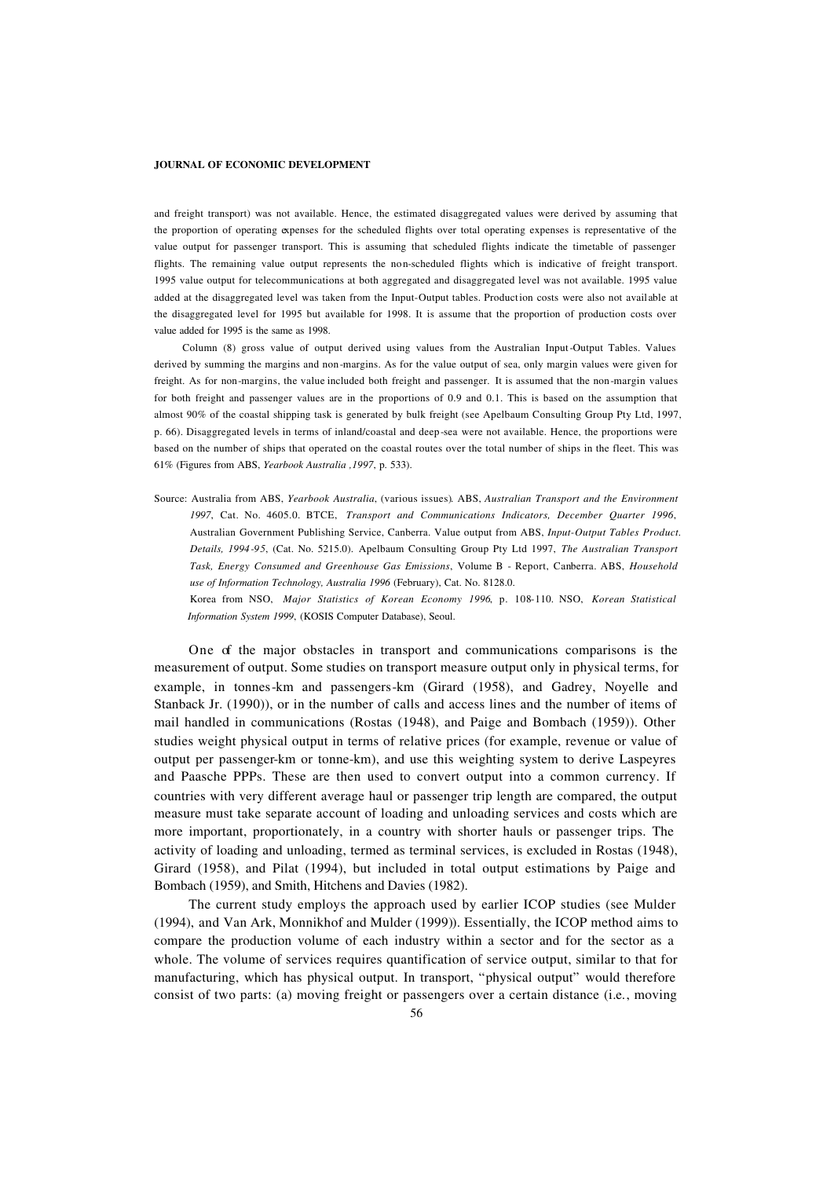and freight transport) was not available. Hence, the estimated disaggregated values were derived by assuming that the proportion of operating expenses for the scheduled flights over total operating expenses is representative of the value output for passenger transport. This is assuming that scheduled flights indicate the timetable of passenger flights. The remaining value output represents the non-scheduled flights which is indicative of freight transport. 1995 value output for telecommunications at both aggregated and disaggregated level was not available. 1995 value added at the disaggregated level was taken from the Input-Output tables. Production costs were also not available at the disaggregated level for 1995 but available for 1998. It is assume that the proportion of production costs over value added for 1995 is the same as 1998.

Column (8) gross value of output derived using values from the Australian Input-Output Tables. Values derived by summing the margins and non-margins. As for the value output of sea, only margin values were given for freight. As for non-margins, the value included both freight and passenger. It is assumed that the non-margin values for both freight and passenger values are in the proportions of 0.9 and 0.1. This is based on the assumption that almost 90% of the coastal shipping task is generated by bulk freight (see Apelbaum Consulting Group Pty Ltd, 1997, p. 66). Disaggregated levels in terms of inland/coastal and deep-sea were not available. Hence, the proportions were based on the number of ships that operated on the coastal routes over the total number of ships in the fleet. This was 61% (Figures from ABS, *Yearbook Australia ,1997*, p. 533).

Source: Australia from ABS, *Yearbook Australia*, (various issues). ABS, *Australian Transport and the Environment 1997*, Cat. No. 4605.0. BTCE, *Transport and Communications Indicators, December Quarter 1996*, Australian Government Publishing Service, Canberra. Value output from ABS, *Input-Output Tables Product. Details, 1994-95*, (Cat. No. 5215.0). Apelbaum Consulting Group Pty Ltd 1997, *The Australian Transport Task, Energy Consumed and Greenhouse Gas Emissions*, Volume B - Report, Canberra. ABS, *Household use of Information Technology, Australia 1996* (February), Cat. No. 8128.0.
Korea from NSO, *Major Statistics of Korean Economy 1996*, p. 108-110. NSO, *Korean Statistical Information System 1999*, (KOSIS Computer Database), Seoul.

One of the major obstacles in transport and communications comparisons is the measurement of output. Some studies on transport measure output only in physical terms, for example, in tonnes-km and passengers-km (Girard (1958), and Gadrey, Noyelle and Stanback Jr. (1990)), or in the number of calls and access lines and the number of items of mail handled in communications (Rostas (1948), and Paige and Bombach (1959)). Other studies weight physical output in terms of relative prices (for example, revenue or value of output per passenger-km or tonne-km), and use this weighting system to derive Laspeyres and Paasche PPPs. These are then used to convert output into a common currency. If countries with very different average haul or passenger trip length are compared, the output measure must take separate account of loading and unloading services and costs which are more important, proportionately, in a country with shorter hauls or passenger trips. The activity of loading and unloading, termed as terminal services, is excluded in Rostas (1948), Girard (1958), and Pilat (1994), but included in total output estimations by Paige and Bombach (1959), and Smith, Hitchens and Davies (1982).

The current study employs the approach used by earlier ICOP studies (see Mulder (1994), and Van Ark, Monnikhof and Mulder (1999)). Essentially, the ICOP method aims to compare the production volume of each industry within a sector and for the sector as a whole. The volume of services requires quantification of service output, similar to that for manufacturing, which has physical output. In transport, "physical output" would therefore consist of two parts: (a) moving freight or passengers over a certain distance (i.e., moving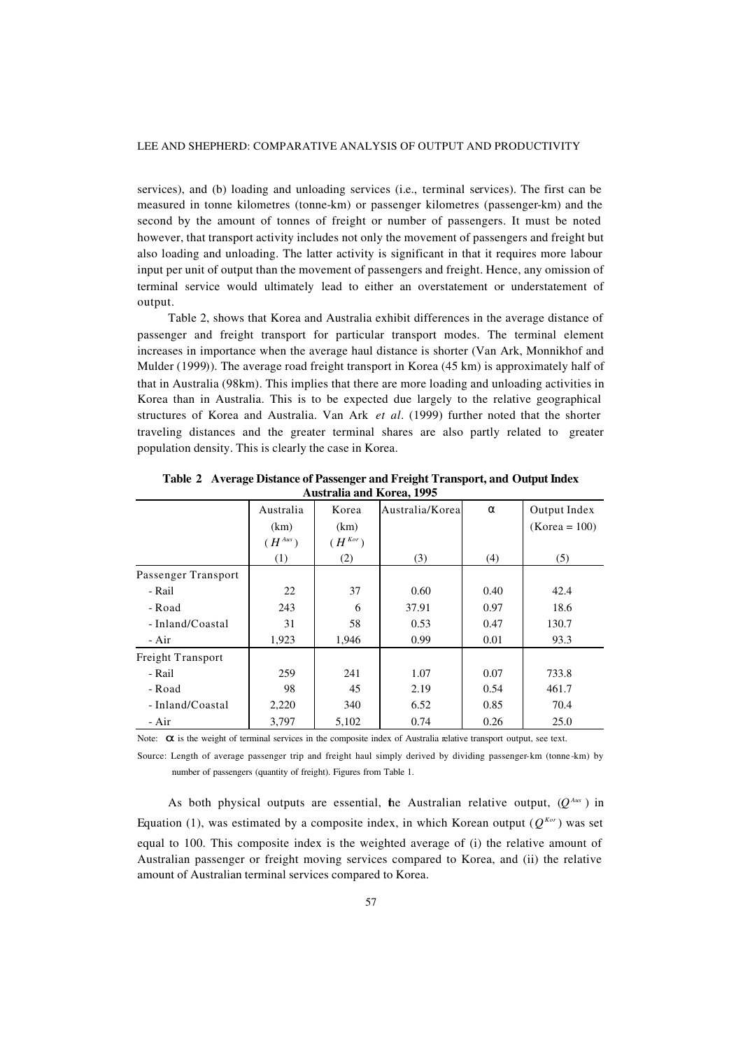services), and (b) loading and unloading services (i.e., terminal services). The first can be measured in tonne kilometres (tonne-km) or passenger kilometres (passenger-km) and the second by the amount of tonnes of freight or number of passengers. It must be noted however, that transport activity includes not only the movement of passengers and freight but also loading and unloading. The latter activity is significant in that it requires more labour input per unit of output than the movement of passengers and freight. Hence, any omission of terminal service would ultimately lead to either an overstatement or understatement of output.

Table 2, shows that Korea and Australia exhibit differences in the average distance of passenger and freight transport for particular transport modes. The terminal element increases in importance when the average haul distance is shorter (Van Ark, Monnikhof and Mulder (1999)). The average road freight transport in Korea (45 km) is approximately half of that in Australia (98km). This implies that there are more loading and unloading activities in Korea than in Australia. This is to be expected due largely to the relative geographical structures of Korea and Australia. Van Ark *et al*. (1999) further noted that the shorter traveling distances and the greater terminal shares are also partly related to greater population density. This is clearly the case in Korea.

**Table 2 Average Distance of Passenger and Freight Transport, and Output Index Australia and Korea, 1995**

| | Australia (km) ($H^{Aus}$) | Korea (km) ($H^{Kor}$) | Australia/Korea | $\alpha$ | Output Index (Korea = 100) |
|---|---|---|---|---|---|
| | (1) | (2) | (3) | (4) | (5) |
| Passenger Transport | | | | | |
| - Rail | 22 | 37 | 0.60 | 0.40 | 42.4 |
| - Road | 243 | 6 | 37.91 | 0.97 | 18.6 |
| - Inland/Coastal | 31 | 58 | 0.53 | 0.47 | 130.7 |
| - Air | 1,923 | 1,946 | 0.99 | 0.01 | 93.3 |
| Freight Transport | | | | | |
| - Rail | 259 | 241 | 1.07 | 0.07 | 733.8 |
| - Road | 98 | 45 | 2.19 | 0.54 | 461.7 |
| - Inland/Coastal | 2,220 | 340 | 6.52 | 0.85 | 70.4 |
| - Air | 3,797 | 5,102 | 0.74 | 0.26 | 25.0 |

Note: $\alpha$ is the weight of terminal services in the composite index of Australia relative transport output, see text.

Source: Length of average passenger trip and freight haul simply derived by dividing passenger-km (tonne-km) by number of passengers (quantity of freight). Figures from Table 1.

As both physical outputs are essential, the Australian relative output, ($Q^{Aus}$) in Equation (1), was estimated by a composite index, in which Korean output ($Q^{Kor}$) was set equal to 100. This composite index is the weighted average of (i) the relative amount of Australian passenger or freight moving services compared to Korea, and (ii) the relative amount of Australian terminal services compared to Korea.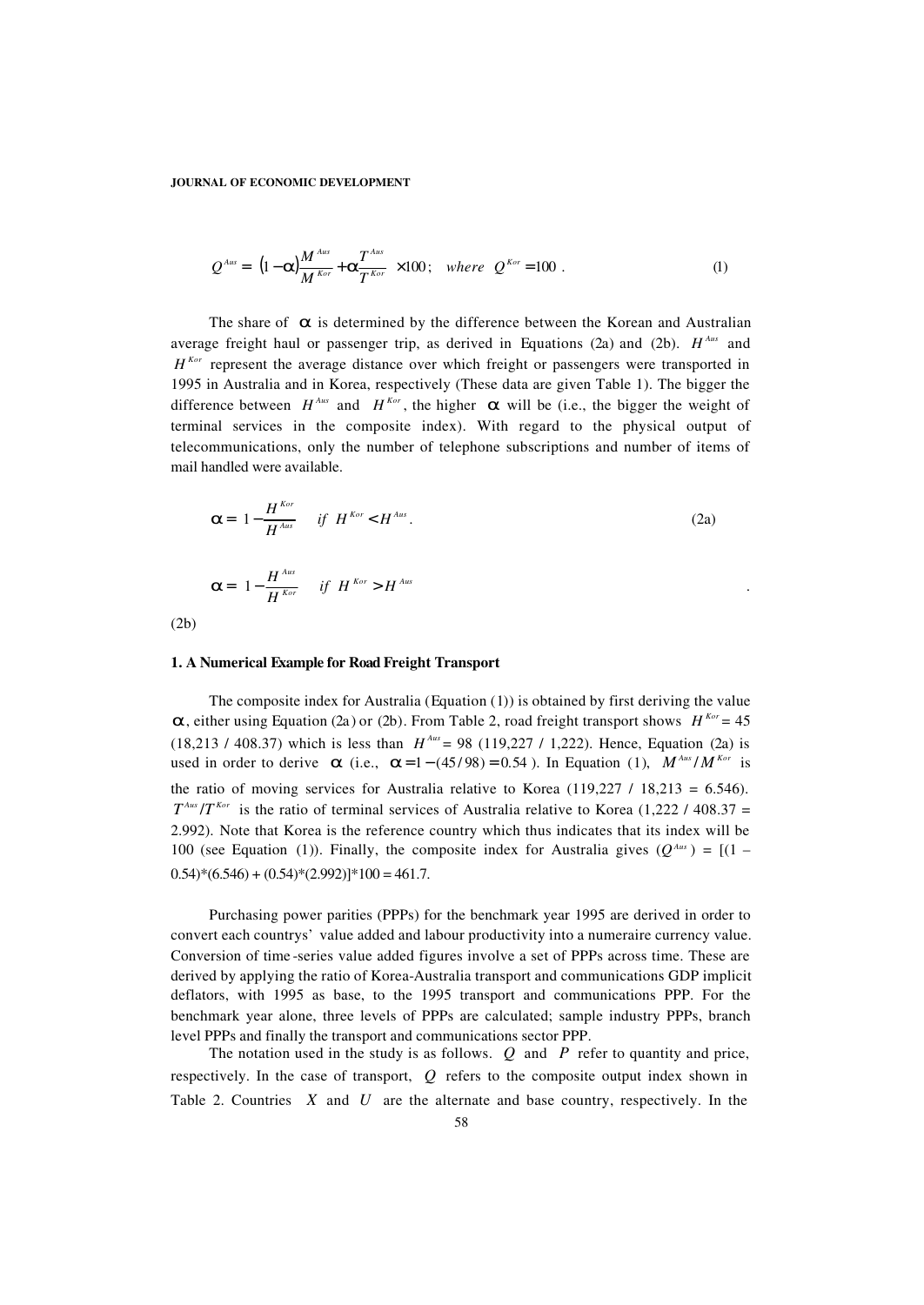$$Q^{Aus} = \left[(1-\alpha)\frac{M^{Aus}}{M^{Kor}} + \alpha\frac{T^{Aus}}{T^{Kor}}\right] \times 100\,; \quad where \;\; Q^{Kor} = 100\ . \tag{1}$$

The share of $\alpha$ is determined by the difference between the Korean and Australian average freight haul or passenger trip, as derived in Equations (2a) and (2b). $H^{Aus}$ and $H^{Kor}$ represent the average distance over which freight or passengers were transported in 1995 in Australia and in Korea, respectively (These data are given Table 1). The bigger the difference between $H^{Aus}$ and $H^{Kor}$, the higher $\alpha$ will be (i.e., the bigger the weight of terminal services in the composite index). With regard to the physical output of telecommunications, only the number of telephone subscriptions and number of items of mail handled were available.

$$\alpha = 1 - \frac{H^{Kor}}{H^{Aus}} \quad if \;\; H^{Kor} < H^{Aus}. \tag{2a}$$

$$\alpha = 1 - \frac{H^{Aus}}{H^{Kor}} \quad if \;\; H^{Kor} > H^{Aus} \tag{2b}$$

### 1. A Numerical Example for Road Freight Transport

The composite index for Australia (Equation (1)) is obtained by first deriving the value $\alpha$, either using Equation (2a) or (2b). From Table 2, road freight transport shows $H^{Kor}$ = 45 (18,213 / 408.37) which is less than $H^{Aus}$ = 98 (119,227 / 1,222). Hence, Equation (2a) is used in order to derive $\alpha$ (i.e., $\alpha = 1 - (45/98) = 0.54$). In Equation (1), $M^{Aus}/M^{Kor}$ is the ratio of moving services for Australia relative to Korea (119,227 / 18,213 = 6.546). $T^{Aus}/T^{Kor}$ is the ratio of terminal services of Australia relative to Korea (1,222 / 408.37 = 2.992). Note that Korea is the reference country which thus indicates that its index will be 100 (see Equation (1)). Finally, the composite index for Australia gives ($Q^{Aus}$) = [(1 – 0.54)\*(6.546) + (0.54)\*(2.992)]\*100 = 461.7.

Purchasing power parities (PPPs) for the benchmark year 1995 are derived in order to convert each countrys' value added and labour productivity into a numeraire currency value. Conversion of time-series value added figures involve a set of PPPs across time. These are derived by applying the ratio of Korea-Australia transport and communications GDP implicit deflators, with 1995 as base, to the 1995 transport and communications PPP. For the benchmark year alone, three levels of PPPs are calculated; sample industry PPPs, branch level PPPs and finally the transport and communications sector PPP.

The notation used in the study is as follows. $Q$ and $P$ refer to quantity and price, respectively. In the case of transport, $Q$ refers to the composite output index shown in Table 2. Countries $X$ and $U$ are the alternate and base country, respectively. In the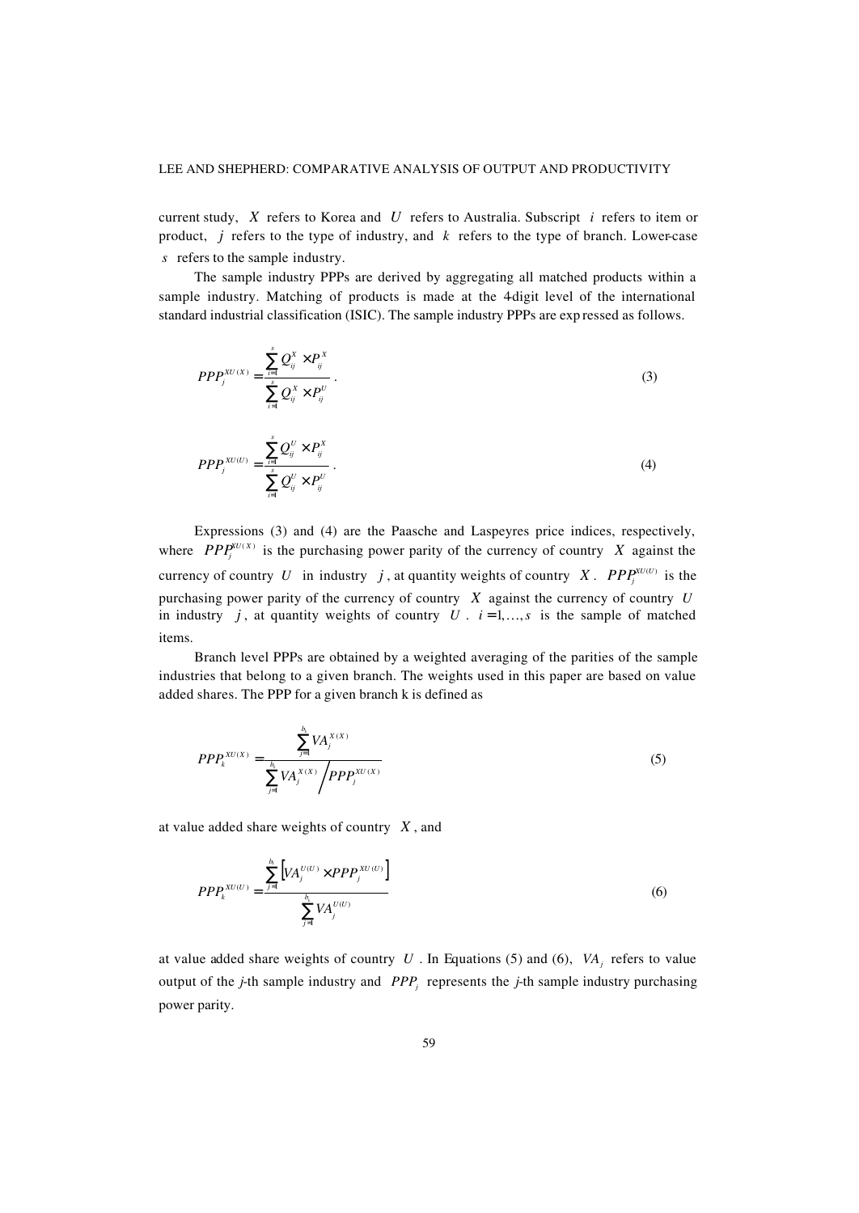current study, $X$ refers to Korea and $U$ refers to Australia. Subscript $i$ refers to item or product, $j$ refers to the type of industry, and $k$ refers to the type of branch. Lower-case $s$ refers to the sample industry.

The sample industry PPPs are derived by aggregating all matched products within a sample industry. Matching of products is made at the 4-digit level of the international standard industrial classification (ISIC). The sample industry PPPs are expressed as follows.

$$PPP_j^{XU(X)} = \frac{\sum_{i=1}^{s} Q_{ij}^X \times P_{ij}^X}{\sum_{i=1}^{s} Q_{ij}^X \times P_{ij}^U} \,. \tag{3}$$

$$PPP_j^{XU(U)} = \frac{\sum_{i=1}^{s} Q_{ij}^U \times P_{ij}^X}{\sum_{i=1}^{s} Q_{ij}^U \times P_{ij}^U} \,. \tag{4}$$

Expressions (3) and (4) are the Paasche and Laspeyres price indices, respectively, where $PPP_j^{XU(X)}$ is the purchasing power parity of the currency of country $X$ against the currency of country $U$ in industry $j$, at quantity weights of country $X$. $PPP_j^{XU(U)}$ is the purchasing power parity of the currency of country $X$ against the currency of country $U$ in industry $j$, at quantity weights of country $U$. $i = 1,\ldots,s$ is the sample of matched items.

Branch level PPPs are obtained by a weighted averaging of the parities of the sample industries that belong to a given branch. The weights used in this paper are based on value added shares. The PPP for a given branch k is defined as

$$PPP_k^{XU(X)} = \frac{\sum_{j=1}^{b_k} VA_j^{X(X)}}{\sum_{j=1}^{b_k} VA_j^{X(X)} \Big/ PPP_j^{XU(X)}} \tag{5}$$

at value added share weights of country $X$, and

$$PPP_k^{XU(U)} = \frac{\sum_{j=1}^{b_k} \left[ VA_j^{U(U)} \times PPP_j^{XU(U)} \right]}{\sum_{j=1}^{b_k} VA_j^{U(U)}} \tag{6}$$

at value added share weights of country $U$. In Equations (5) and (6), $VA_j$ refers to value output of the *j*-th sample industry and $PPP_j$ represents the *j*-th sample industry purchasing power parity.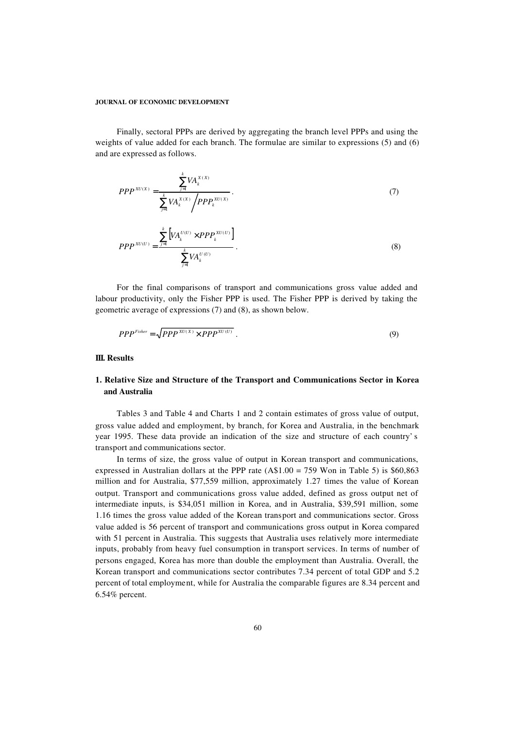Finally, sectoral PPPs are derived by aggregating the branch level PPPs and using the weights of value added for each branch. The formulae are similar to expressions (5) and (6) and are expressed as follows.

$$PPP^{XU(X)} = \frac{\sum_{j=1}^{k} VA_k^{X(X)}}{\sum_{j=1}^{k} VA_k^{X(X)} \Big/ PPP_k^{XU(X)}} . \tag{7}$$

$$PPP^{XU(U)} = \frac{\sum_{j=1}^{k} \left[ VA_k^{U(U)} \times PPP_k^{XU(U)} \right]}{\sum_{j=1}^{k} VA_k^{U(U)}} . \tag{8}$$

For the final comparisons of transport and communications gross value added and labour productivity, only the Fisher PPP is used. The Fisher PPP is derived by taking the geometric average of expressions (7) and (8), as shown below.

$$PPP^{Fisher} = \sqrt{PPP^{XU(X)} \times PPP^{XU(U)}} . \tag{9}$$

## III. Results

### 1. Relative Size and Structure of the Transport and Communications Sector in Korea and Australia

Tables 3 and Table 4 and Charts 1 and 2 contain estimates of gross value of output, gross value added and employment, by branch, for Korea and Australia, in the benchmark year 1995. These data provide an indication of the size and structure of each country's transport and communications sector.

In terms of size, the gross value of output in Korean transport and communications, expressed in Australian dollars at the PPP rate (A$1.00 = 759 Won in Table 5) is $60,863 million and for Australia, $77,559 million, approximately 1.27 times the value of Korean output. Transport and communications gross value added, defined as gross output net of intermediate inputs, is $34,051 million in Korea, and in Australia, $39,591 million, some 1.16 times the gross value added of the Korean transport and communications sector. Gross value added is 56 percent of transport and communications gross output in Korea compared with 51 percent in Australia. This suggests that Australia uses relatively more intermediate inputs, probably from heavy fuel consumption in transport services. In terms of number of persons engaged, Korea has more than double the employment than Australia. Overall, the Korean transport and communications sector contributes 7.34 percent of total GDP and 5.2 percent of total employment, while for Australia the comparable figures are 8.34 percent and 6.54% percent.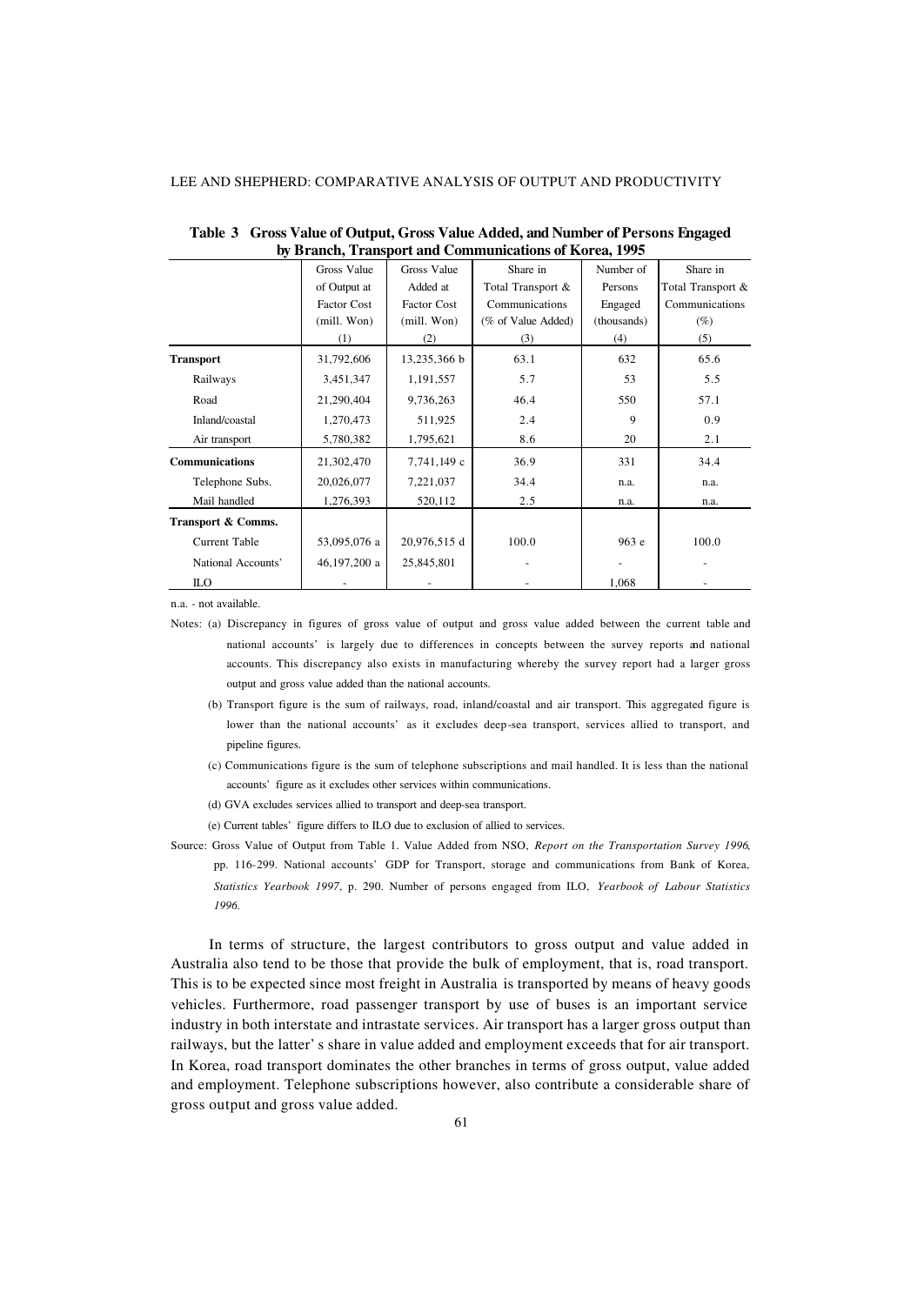**Table 3 Gross Value of Output, Gross Value Added, and Number of Persons Engaged by Branch, Transport and Communications of Korea, 1995**

| | Gross Value of Output at Factor Cost (mill. Won) | Gross Value Added at Factor Cost (mill. Won) | Share in Total Transport & Communications (% of Value Added) | Number of Persons Engaged (thousands) | Share in Total Transport & Communications (%) |
|---|---|---|---|---|---|
| | (1) | (2) | (3) | (4) | (5) |
| **Transport** | 31,792,606 | 13,235,366 b | 63.1 | 632 | 65.6 |
| Railways | 3,451,347 | 1,191,557 | 5.7 | 53 | 5.5 |
| Road | 21,290,404 | 9,736,263 | 46.4 | 550 | 57.1 |
| Inland/coastal | 1,270,473 | 511,925 | 2.4 | 9 | 0.9 |
| Air transport | 5,780,382 | 1,795,621 | 8.6 | 20 | 2.1 |
| **Communications** | 21,302,470 | 7,741,149 c | 36.9 | 331 | 34.4 |
| Telephone Subs. | 20,026,077 | 7,221,037 | 34.4 | n.a. | n.a. |
| Mail handled | 1,276,393 | 520,112 | 2.5 | n.a. | n.a. |
| **Transport & Comms.** | | | | | |
| Current Table | 53,095,076 a | 20,976,515 d | 100.0 | 963 e | 100.0 |
| National Accounts' | 46,197,200 a | 25,845,801 | - | - | - |
| ILO | - | - | - | 1,068 | - |

n.a. - not available.

Notes: (a) Discrepancy in figures of gross value of output and gross value added between the current table and national accounts' is largely due to differences in concepts between the survey reports and national accounts. This discrepancy also exists in manufacturing whereby the survey report had a larger gross output and gross value added than the national accounts.

(b) Transport figure is the sum of railways, road, inland/coastal and air transport. This aggregated figure is lower than the national accounts' as it excludes deep-sea transport, services allied to transport, and pipeline figures.

(c) Communications figure is the sum of telephone subscriptions and mail handled. It is less than the national accounts' figure as it excludes other services within communications.

(d) GVA excludes services allied to transport and deep-sea transport.

(e) Current tables' figure differs to ILO due to exclusion of allied to services.

Source: Gross Value of Output from Table 1. Value Added from NSO, *Report on the Transportation Survey 1996*, pp. 116-299. National accounts' GDP for Transport, storage and communications from Bank of Korea, *Statistics Yearbook 1997*, p. 290. Number of persons engaged from ILO, *Yearbook of Labour Statistics 1996*.

In terms of structure, the largest contributors to gross output and value added in Australia also tend to be those that provide the bulk of employment, that is, road transport. This is to be expected since most freight in Australia is transported by means of heavy goods vehicles. Furthermore, road passenger transport by use of buses is an important service industry in both interstate and intrastate services. Air transport has a larger gross output than railways, but the latter's share in value added and employment exceeds that for air transport. In Korea, road transport dominates the other branches in terms of gross output, value added and employment. Telephone subscriptions however, also contribute a considerable share of gross output and gross value added.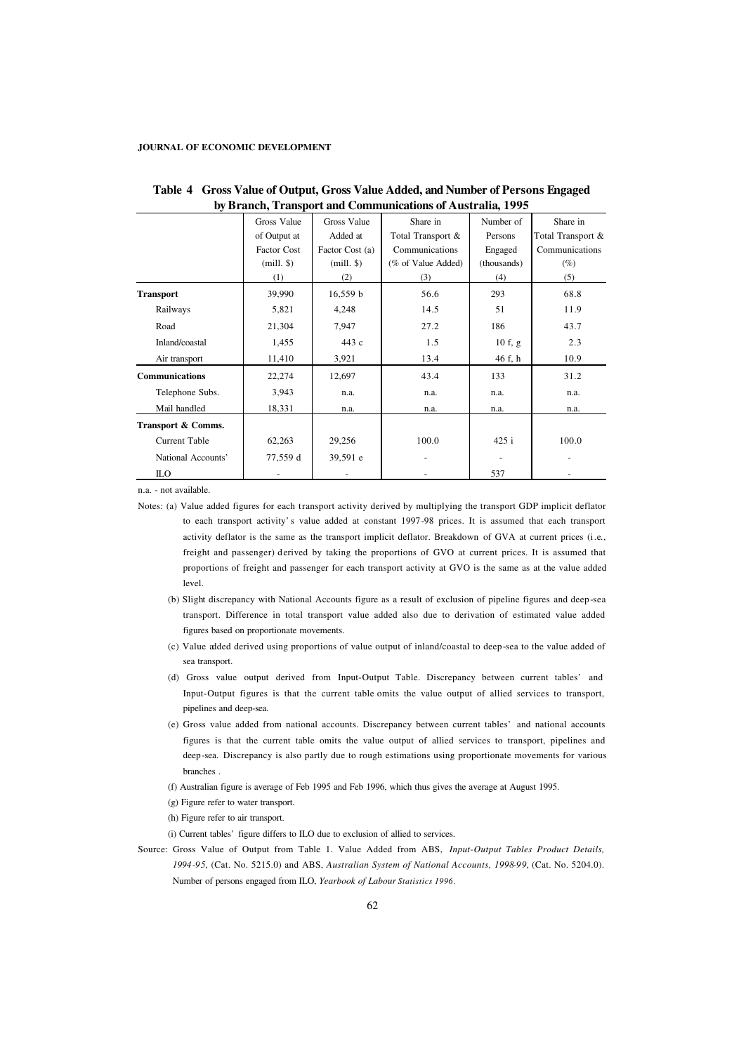**Table 4 Gross Value of Output, Gross Value Added, and Number of Persons Engaged by Branch, Transport and Communications of Australia, 1995**

| | Gross Value of Output at Factor Cost (mill. $) (1) | Gross Value Added at Factor Cost (a) (mill. $) (2) | Share in Total Transport & Communications (% of Value Added) (3) | Number of Persons Engaged (thousands) (4) | Share in Total Transport & Communications (%) (5) |
|---|---|---|---|---|---|
| **Transport** | 39,990 | 16,559 b | 56.6 | 293 | 68.8 |
| Railways | 5,821 | 4,248 | 14.5 | 51 | 11.9 |
| Road | 21,304 | 7,947 | 27.2 | 186 | 43.7 |
| Inland/coastal | 1,455 | 443 c | 1.5 | 10 f, g | 2.3 |
| Air transport | 11,410 | 3,921 | 13.4 | 46 f, h | 10.9 |
| **Communications** | 22,274 | 12,697 | 43.4 | 133 | 31.2 |
| Telephone Subs. | 3,943 | n.a. | n.a. | n.a. | n.a. |
| Mail handled | 18,331 | n.a. | n.a. | n.a. | n.a. |
| **Transport & Comms.** | | | | | |
| Current Table | 62,263 | 29,256 | 100.0 | 425 i | 100.0 |
| National Accounts' | 77,559 d | 39,591 e | - | - | - |
| ILO | - | - | - | 537 | - |

n.a. - not available.

Notes: (a) Value added figures for each transport activity derived by multiplying the transport GDP implicit deflator to each transport activity's value added at constant 1997-98 prices. It is assumed that each transport activity deflator is the same as the transport implicit deflator. Breakdown of GVA at current prices (i.e., freight and passenger) derived by taking the proportions of GVO at current prices. It is assumed that proportions of freight and passenger for each transport activity at GVO is the same as at the value added level.

(b) Slight discrepancy with National Accounts figure as a result of exclusion of pipeline figures and deep-sea transport. Difference in total transport value added also due to derivation of estimated value added figures based on proportionate movements.

(c) Value added derived using proportions of value output of inland/coastal to deep-sea to the value added of sea transport.

(d) Gross value output derived from Input-Output Table. Discrepancy between current tables' and Input-Output figures is that the current table omits the value output of allied services to transport, pipelines and deep-sea.

(e) Gross value added from national accounts. Discrepancy between current tables' and national accounts figures is that the current table omits the value output of allied services to transport, pipelines and deep-sea. Discrepancy is also partly due to rough estimations using proportionate movements for various branches .

(f) Australian figure is average of Feb 1995 and Feb 1996, which thus gives the average at August 1995.

(g) Figure refer to water transport.

(h) Figure refer to air transport.

(i) Current tables' figure differs to ILO due to exclusion of allied to services.

Source: Gross Value of Output from Table 1. Value Added from ABS, *Input-Output Tables Product Details, 1994-95*, (Cat. No. 5215.0) and ABS, *Australian System of National Accounts, 1998-99*, (Cat. No. 5204.0). Number of persons engaged from ILO, *Yearbook of Labour Statistics 1996*.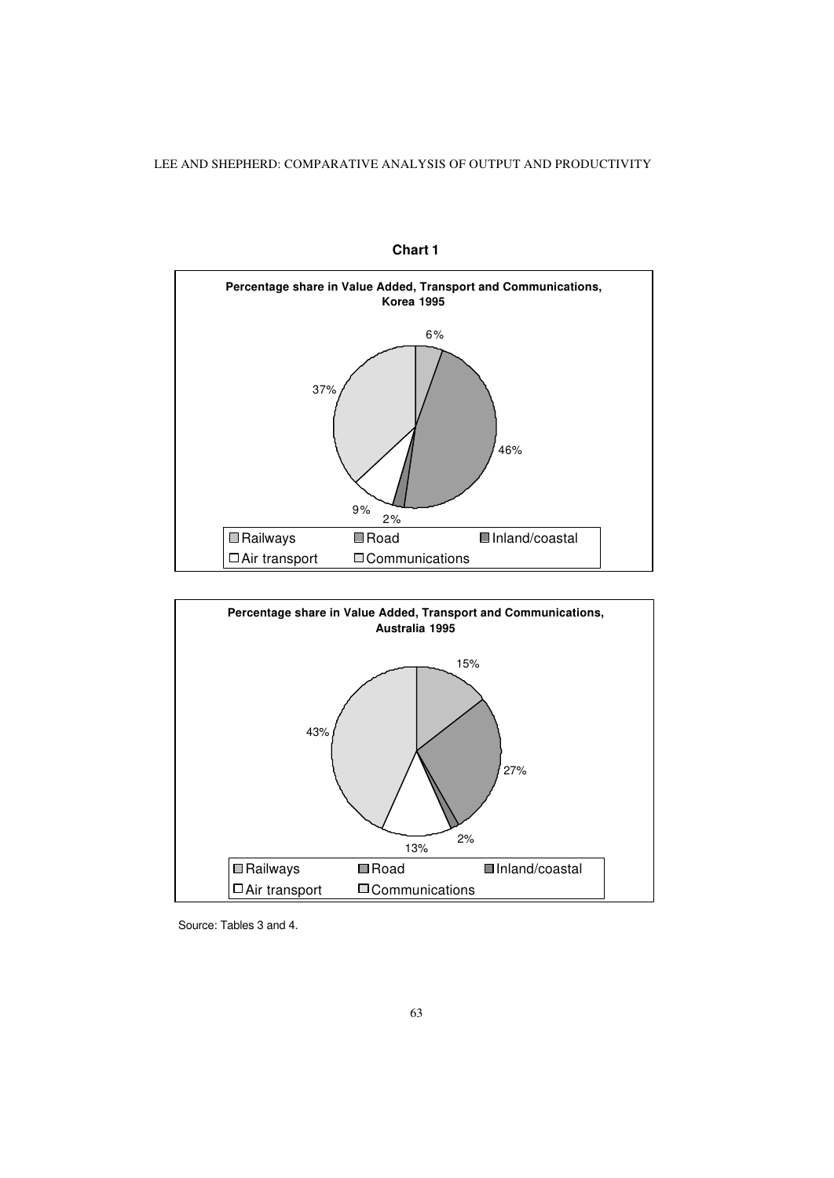**Chart 1**

**Percentage share in Value Added, Transport and Communications, Korea 1995**

6%

37%

46%

9%

2%

□ Railways □ Road □ Inland/coastal

□ Air transport □ Communications

**Percentage share in Value Added, Transport and Communications, Australia 1995**

15%

43%

27%

2%

13%

□ Railways □ Road □ Inland/coastal

□ Air transport □ Communications

Source: Tables 3 and 4.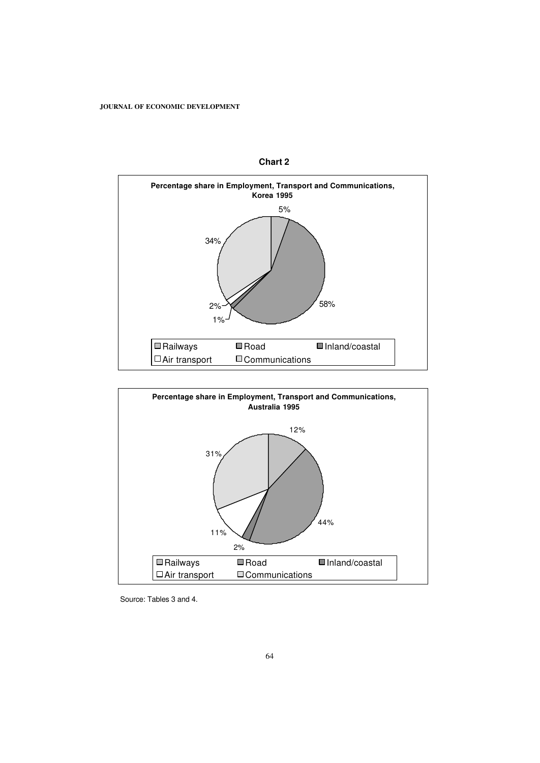**Chart 2**

**Percentage share in Employment, Transport and Communications, Korea 1995**

5%

34%

58%

2%

1%

Railways | Road | Inland/coastal | Air transport | Communications

**Percentage share in Employment, Transport and Communications, Australia 1995**

12%

31%

44%

11%

2%

Railways | Road | Inland/coastal | Air transport | Communications

Source: Tables 3 and 4.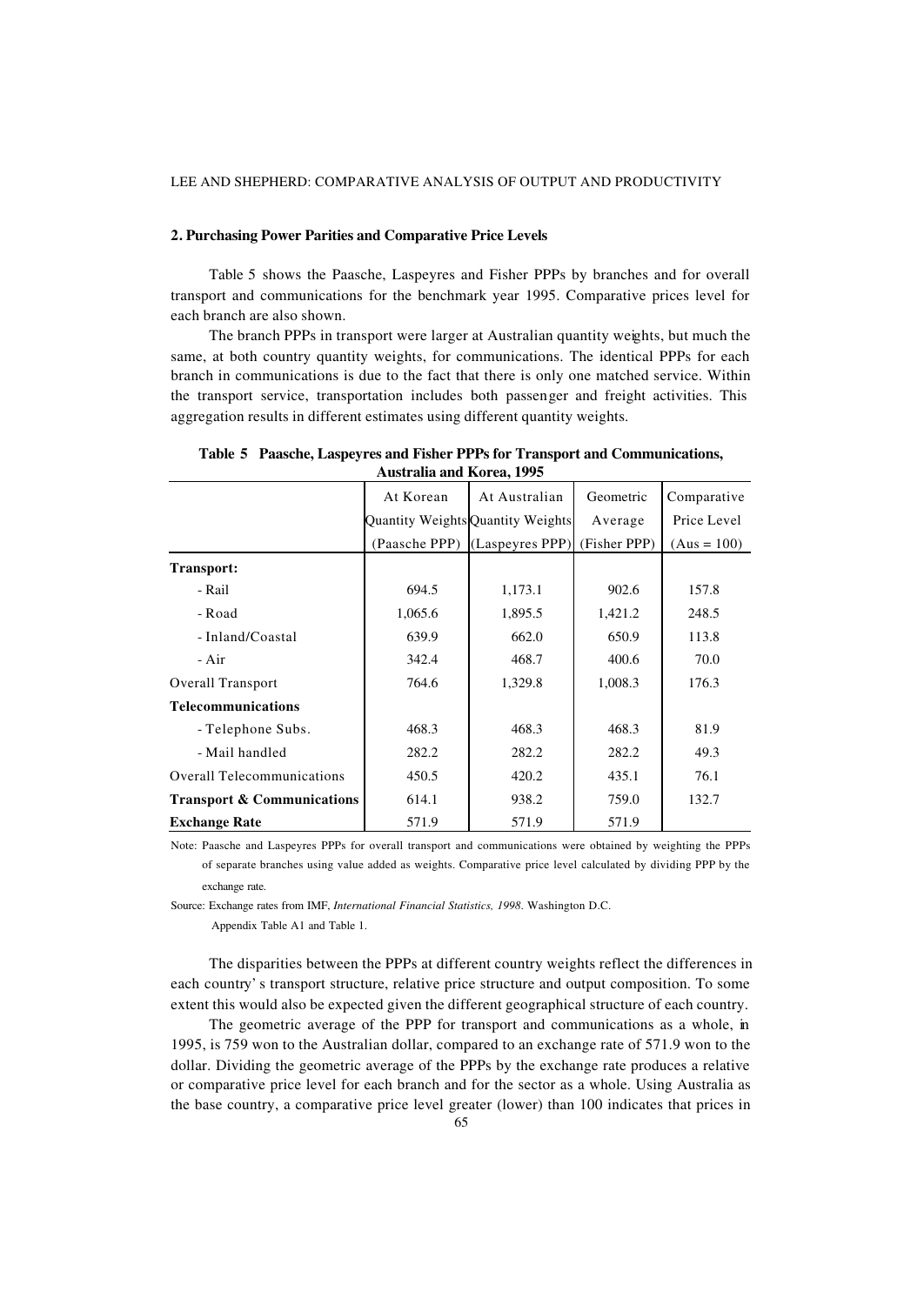### 2. Purchasing Power Parities and Comparative Price Levels

Table 5 shows the Paasche, Laspeyres and Fisher PPPs by branches and for overall transport and communications for the benchmark year 1995. Comparative prices level for each branch are also shown.

The branch PPPs in transport were larger at Australian quantity weights, but much the same, at both country quantity weights, for communications. The identical PPPs for each branch in communications is due to the fact that there is only one matched service. Within the transport service, transportation includes both passenger and freight activities. This aggregation results in different estimates using different quantity weights.

**Table 5 Paasche, Laspeyres and Fisher PPPs for Transport and Communications, Australia and Korea, 1995**

| | At Korean Quantity Weights (Paasche PPP) | At Australian Quantity Weights (Laspeyres PPP) | Geometric Average (Fisher PPP) | Comparative Price Level (Aus = 100) |
|---|---|---|---|---|
| **Transport:** | | | | |
| - Rail | 694.5 | 1,173.1 | 902.6 | 157.8 |
| - Road | 1,065.6 | 1,895.5 | 1,421.2 | 248.5 |
| - Inland/Coastal | 639.9 | 662.0 | 650.9 | 113.8 |
| - Air | 342.4 | 468.7 | 400.6 | 70.0 |
| Overall Transport | 764.6 | 1,329.8 | 1,008.3 | 176.3 |
| **Telecommunications** | | | | |
| - Telephone Subs. | 468.3 | 468.3 | 468.3 | 81.9 |
| - Mail handled | 282.2 | 282.2 | 282.2 | 49.3 |
| Overall Telecommunications | 450.5 | 420.2 | 435.1 | 76.1 |
| **Transport & Communications** | 614.1 | 938.2 | 759.0 | 132.7 |
| **Exchange Rate** | 571.9 | 571.9 | 571.9 | |

Note: Paasche and Laspeyres PPPs for overall transport and communications were obtained by weighting the PPPs of separate branches using value added as weights. Comparative price level calculated by dividing PPP by the exchange rate.

Source: Exchange rates from IMF, *International Financial Statistics, 1998*. Washington D.C.
Appendix Table A1 and Table 1.

The disparities between the PPPs at different country weights reflect the differences in each country's transport structure, relative price structure and output composition. To some extent this would also be expected given the different geographical structure of each country.

The geometric average of the PPP for transport and communications as a whole, in 1995, is 759 won to the Australian dollar, compared to an exchange rate of 571.9 won to the dollar. Dividing the geometric average of the PPPs by the exchange rate produces a relative or comparative price level for each branch and for the sector as a whole. Using Australia as the base country, a comparative price level greater (lower) than 100 indicates that prices in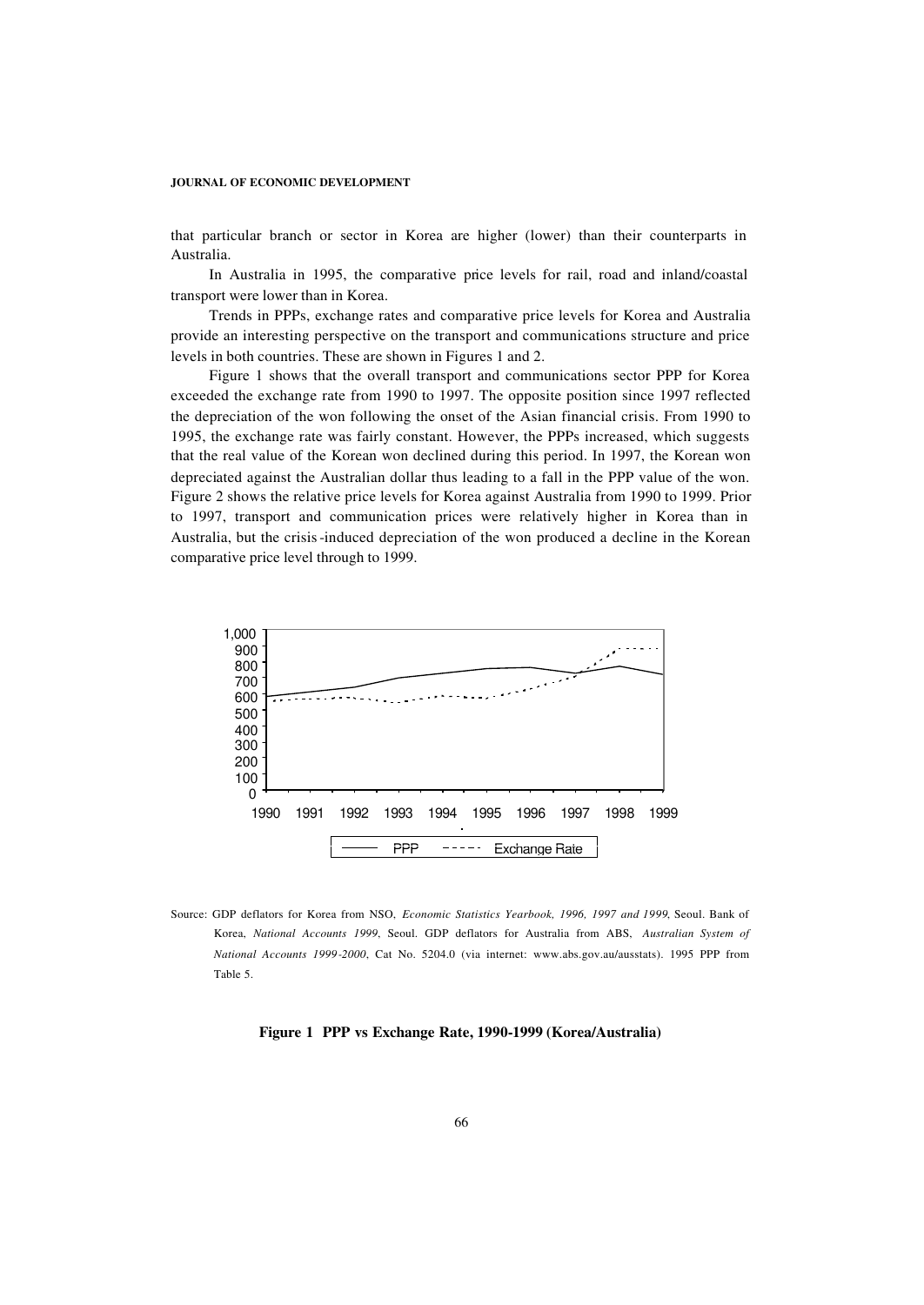that particular branch or sector in Korea are higher (lower) than their counterparts in Australia.

In Australia in 1995, the comparative price levels for rail, road and inland/coastal transport were lower than in Korea.

Trends in PPPs, exchange rates and comparative price levels for Korea and Australia provide an interesting perspective on the transport and communications structure and price levels in both countries. These are shown in Figures 1 and 2.

Figure 1 shows that the overall transport and communications sector PPP for Korea exceeded the exchange rate from 1990 to 1997. The opposite position since 1997 reflected the depreciation of the won following the onset of the Asian financial crisis. From 1990 to 1995, the exchange rate was fairly constant. However, the PPPs increased, which suggests that the real value of the Korean won declined during this period. In 1997, the Korean won depreciated against the Australian dollar thus leading to a fall in the PPP value of the won. Figure 2 shows the relative price levels for Korea against Australia from 1990 to 1999. Prior to 1997, transport and communication prices were relatively higher in Korea than in Australia, but the crisis-induced depreciation of the won produced a decline in the Korean comparative price level through to 1999.

Source: GDP deflators for Korea from NSO, *Economic Statistics Yearbook, 1996, 1997 and 1999*, Seoul. Bank of Korea, *National Accounts 1999*, Seoul. GDP deflators for Australia from ABS, *Australian System of National Accounts 1999-2000*, Cat No. 5204.0 (via internet: www.abs.gov.au/ausstats). 1995 PPP from Table 5.

**Figure 1 PPP vs Exchange Rate, 1990-1999 (Korea/Australia)**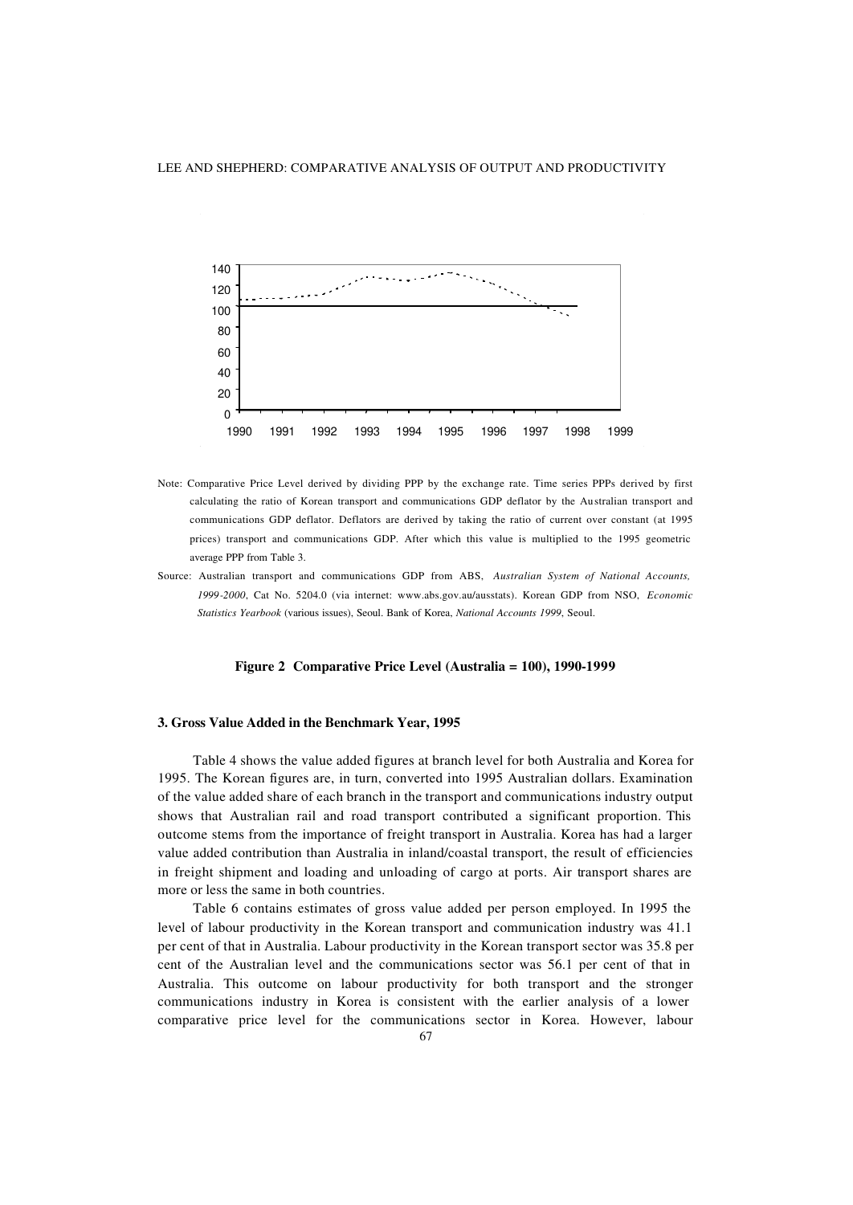Note: Comparative Price Level derived by dividing PPP by the exchange rate. Time series PPPs derived by first calculating the ratio of Korean transport and communications GDP deflator by the Australian transport and communications GDP deflator. Deflators are derived by taking the ratio of current over constant (at 1995 prices) transport and communications GDP. After which this value is multiplied to the 1995 geometric average PPP from Table 3.

Source: Australian transport and communications GDP from ABS, *Australian System of National Accounts, 1999-2000*, Cat No. 5204.0 (via internet: www.abs.gov.au/ausstats). Korean GDP from NSO, *Economic Statistics Yearbook* (various issues), Seoul. Bank of Korea, *National Accounts 1999*, Seoul.

**Figure 2 Comparative Price Level (Australia = 100), 1990-1999**

### 3. Gross Value Added in the Benchmark Year, 1995

Table 4 shows the value added figures at branch level for both Australia and Korea for 1995. The Korean figures are, in turn, converted into 1995 Australian dollars. Examination of the value added share of each branch in the transport and communications industry output shows that Australian rail and road transport contributed a significant proportion. This outcome stems from the importance of freight transport in Australia. Korea has had a larger value added contribution than Australia in inland/coastal transport, the result of efficiencies in freight shipment and loading and unloading of cargo at ports. Air transport shares are more or less the same in both countries.

Table 6 contains estimates of gross value added per person employed. In 1995 the level of labour productivity in the Korean transport and communication industry was 41.1 per cent of that in Australia. Labour productivity in the Korean transport sector was 35.8 per cent of the Australian level and the communications sector was 56.1 per cent of that in Australia. This outcome on labour productivity for both transport and the stronger communications industry in Korea is consistent with the earlier analysis of a lower comparative price level for the communications sector in Korea. However, labour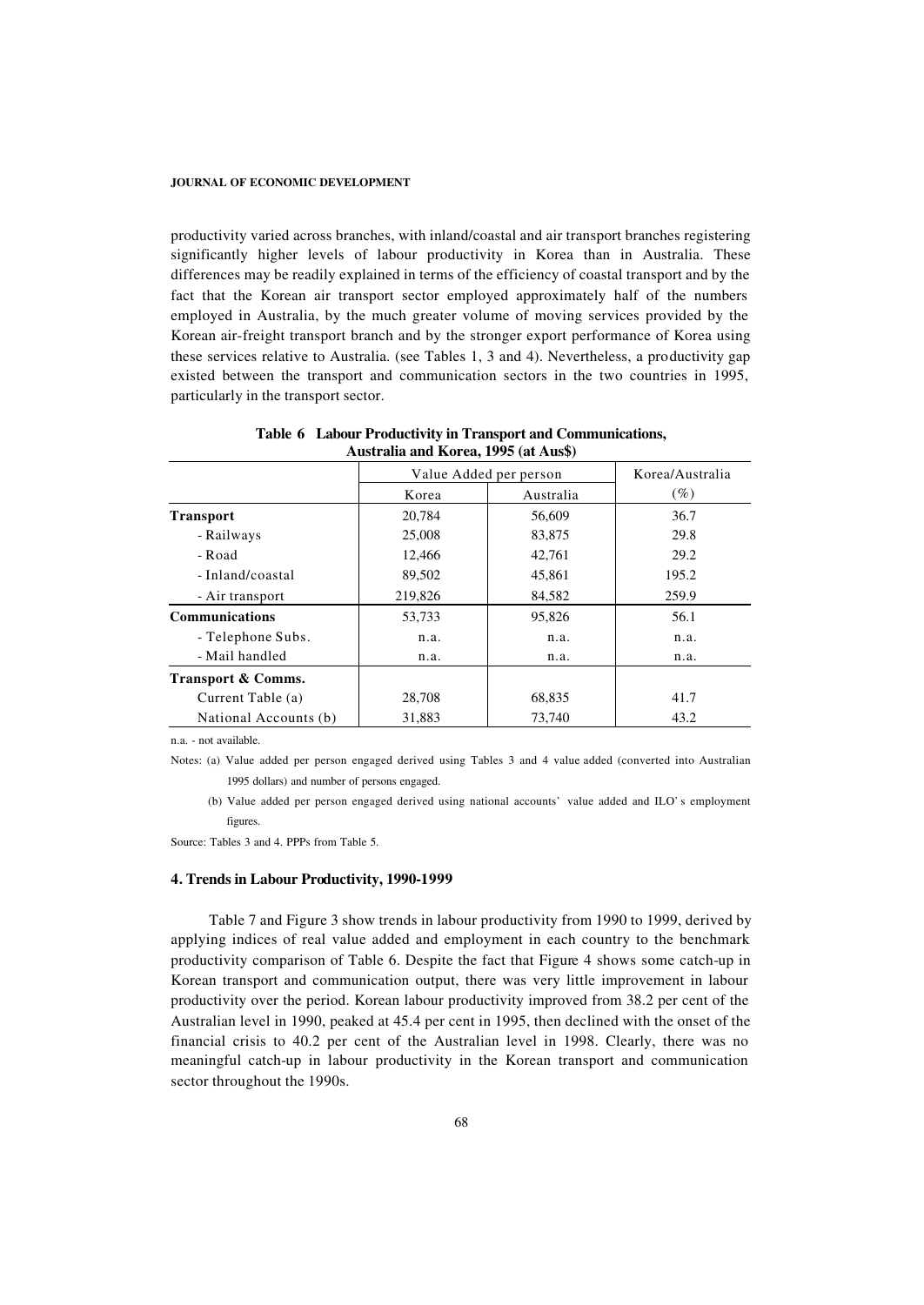productivity varied across branches, with inland/coastal and air transport branches registering significantly higher levels of labour productivity in Korea than in Australia. These differences may be readily explained in terms of the efficiency of coastal transport and by the fact that the Korean air transport sector employed approximately half of the numbers employed in Australia, by the much greater volume of moving services provided by the Korean air-freight transport branch and by the stronger export performance of Korea using these services relative to Australia. (see Tables 1, 3 and 4). Nevertheless, a productivity gap existed between the transport and communication sectors in the two countries in 1995, particularly in the transport sector.

**Table 6 Labour Productivity in Transport and Communications, Australia and Korea, 1995 (at Aus$)**

| | Value Added per person | | Korea/Australia |
|---|---|---|---|
| | Korea | Australia | (%) |
| **Transport** | 20,784 | 56,609 | 36.7 |
| - Railways | 25,008 | 83,875 | 29.8 |
| - Road | 12,466 | 42,761 | 29.2 |
| - Inland/coastal | 89,502 | 45,861 | 195.2 |
| - Air transport | 219,826 | 84,582 | 259.9 |
| **Communications** | 53,733 | 95,826 | 56.1 |
| - Telephone Subs. | n.a. | n.a. | n.a. |
| - Mail handled | n.a. | n.a. | n.a. |
| **Transport & Comms.** | | | |
| Current Table (a) | 28,708 | 68,835 | 41.7 |
| National Accounts (b) | 31,883 | 73,740 | 43.2 |

n.a. - not available.

Notes: (a) Value added per person engaged derived using Tables 3 and 4 value added (converted into Australian 1995 dollars) and number of persons engaged.

(b) Value added per person engaged derived using national accounts' value added and ILO's employment figures.

Source: Tables 3 and 4. PPPs from Table 5.

#### 4. Trends in Labour Productivity, 1990-1999

Table 7 and Figure 3 show trends in labour productivity from 1990 to 1999, derived by applying indices of real value added and employment in each country to the benchmark productivity comparison of Table 6. Despite the fact that Figure 4 shows some catch-up in Korean transport and communication output, there was very little improvement in labour productivity over the period. Korean labour productivity improved from 38.2 per cent of the Australian level in 1990, peaked at 45.4 per cent in 1995, then declined with the onset of the financial crisis to 40.2 per cent of the Australian level in 1998. Clearly, there was no meaningful catch-up in labour productivity in the Korean transport and communication sector throughout the 1990s.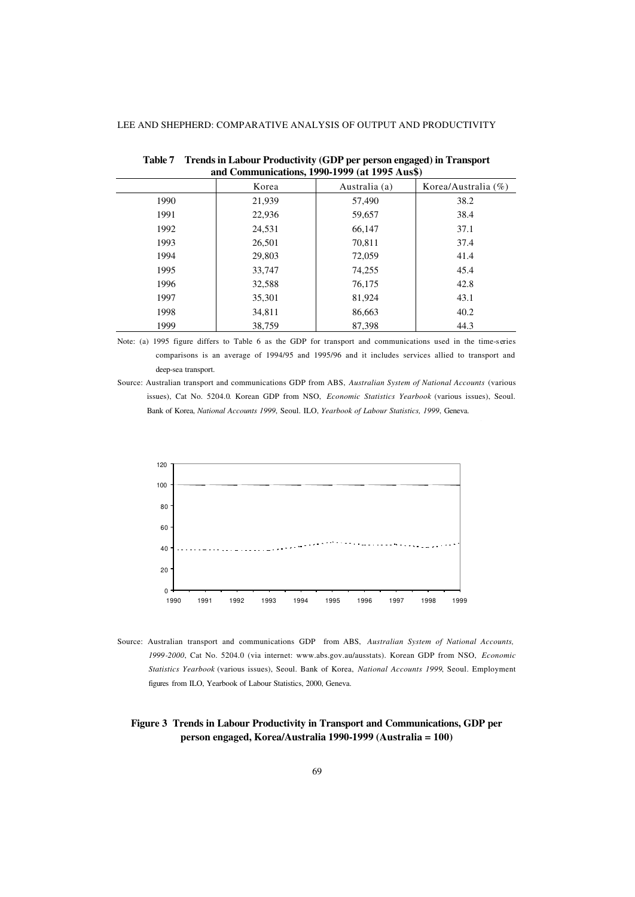**Table 7 Trends in Labour Productivity (GDP per person engaged) in Transport and Communications, 1990-1999 (at 1995 Aus$)**

| | Korea | Australia (a) | Korea/Australia (%) |
|---|---|---|---|
| 1990 | 21,939 | 57,490 | 38.2 |
| 1991 | 22,936 | 59,657 | 38.4 |
| 1992 | 24,531 | 66,147 | 37.1 |
| 1993 | 26,501 | 70,811 | 37.4 |
| 1994 | 29,803 | 72,059 | 41.4 |
| 1995 | 33,747 | 74,255 | 45.4 |
| 1996 | 32,588 | 76,175 | 42.8 |
| 1997 | 35,301 | 81,924 | 43.1 |
| 1998 | 34,811 | 86,663 | 40.2 |
| 1999 | 38,759 | 87,398 | 44.3 |

Note: (a) 1995 figure differs to Table 6 as the GDP for transport and communications used in the time-series comparisons is an average of 1994/95 and 1995/96 and it includes services allied to transport and deep-sea transport.

Source: Australian transport and communications GDP from ABS, *Australian System of National Accounts* (various issues), Cat No. 5204.0. Korean GDP from NSO, *Economic Statistics Yearbook* (various issues), Seoul. Bank of Korea, *National Accounts 1999*, Seoul. ILO, *Yearbook of Labour Statistics, 1999*, Geneva.

Source: Australian transport and communications GDP from ABS, *Australian System of National Accounts, 1999-2000*, Cat No. 5204.0 (via internet: www.abs.gov.au/ausstats). Korean GDP from NSO, *Economic Statistics Yearbook* (various issues), Seoul. Bank of Korea, *National Accounts 1999*, Seoul. Employment figures from ILO, Yearbook of Labour Statistics, 2000, Geneva.

**Figure 3 Trends in Labour Productivity in Transport and Communications, GDP per person engaged, Korea/Australia 1990-1999 (Australia = 100)**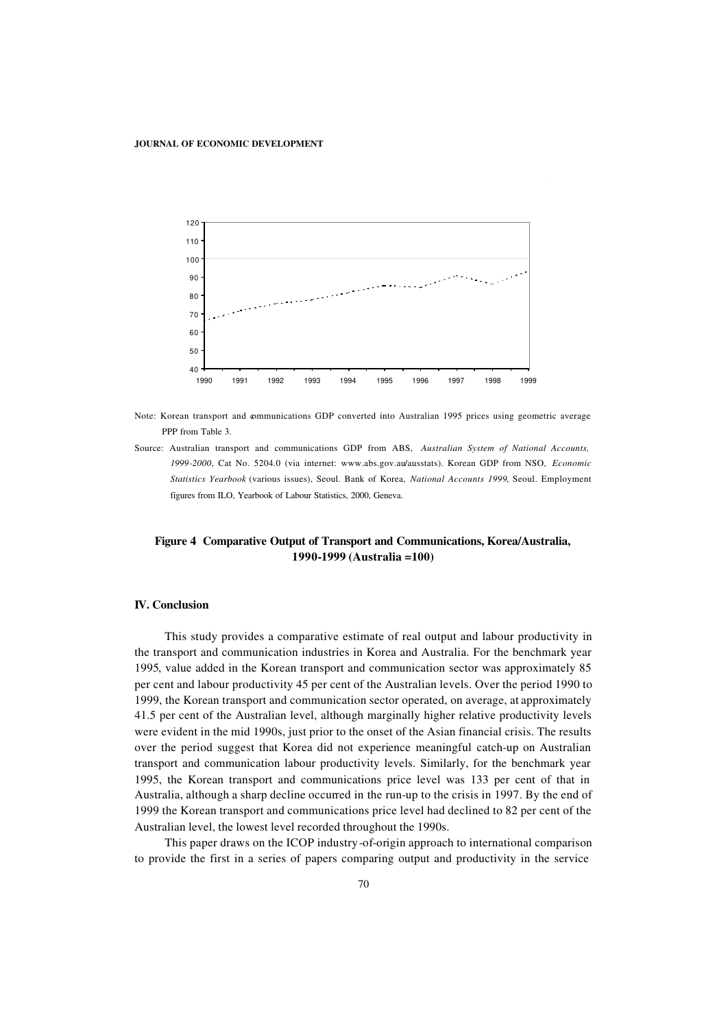Note: Korean transport and communications GDP converted into Australian 1995 prices using geometric average PPP from Table 3.

Source: Australian transport and communications GDP from ABS, *Australian System of National Accounts, 1999-2000*, Cat No. 5204.0 (via internet: www.abs.gov.au/ausstats). Korean GDP from NSO, *Economic Statistics Yearbook* (various issues), Seoul. Bank of Korea, *National Accounts 1999*, Seoul. Employment figures from ILO, Yearbook of Labour Statistics, 2000, Geneva.

**Figure 4 Comparative Output of Transport and Communications, Korea/Australia, 1990-1999 (Australia =100)**

## IV. Conclusion

This study provides a comparative estimate of real output and labour productivity in the transport and communication industries in Korea and Australia. For the benchmark year 1995, value added in the Korean transport and communication sector was approximately 85 per cent and labour productivity 45 per cent of the Australian levels. Over the period 1990 to 1999, the Korean transport and communication sector operated, on average, at approximately 41.5 per cent of the Australian level, although marginally higher relative productivity levels were evident in the mid 1990s, just prior to the onset of the Asian financial crisis. The results over the period suggest that Korea did not experience meaningful catch-up on Australian transport and communication labour productivity levels. Similarly, for the benchmark year 1995, the Korean transport and communications price level was 133 per cent of that in Australia, although a sharp decline occurred in the run-up to the crisis in 1997. By the end of 1999 the Korean transport and communications price level had declined to 82 per cent of the Australian level, the lowest level recorded throughout the 1990s.

This paper draws on the ICOP industry-of-origin approach to international comparison to provide the first in a series of papers comparing output and productivity in the service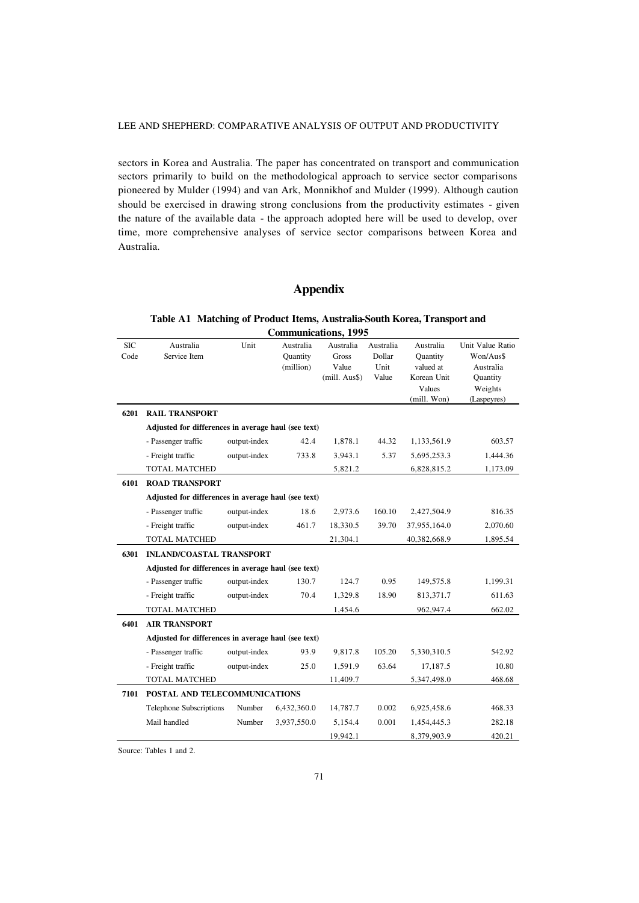sectors in Korea and Australia. The paper has concentrated on transport and communication sectors primarily to build on the methodological approach to service sector comparisons pioneered by Mulder (1994) and van Ark, Monnikhof and Mulder (1999). Although caution should be exercised in drawing strong conclusions from the productivity estimates - given the nature of the available data - the approach adopted here will be used to develop, over time, more comprehensive analyses of service sector comparisons between Korea and Australia.

# Appendix

**Table A1 Matching of Product Items, Australia-South Korea, Transport and Communications, 1995**

| SIC Code | Australia Service Item | Unit | Australia Quantity (million) | Australia Gross Value (mill. Aus$) | Australia Dollar Unit Value | Australia Quantity valued at Korean Unit Values (mill. Won) | Unit Value Ratio Won/Aus$ Australia Quantity Weights (Laspeyres) |
|---|---|---|---|---|---|---|---|
| **6201** | **RAIL TRANSPORT** | | | | | | |
| | **Adjusted for differences in average haul (see text)** | | | | | | |
| | - Passenger traffic | output-index | 42.4 | 1,878.1 | 44.32 | 1,133,561.9 | 603.57 |
| | - Freight traffic | output-index | 733.8 | 3,943.1 | 5.37 | 5,695,253.3 | 1,444.36 |
| | TOTAL MATCHED | | | 5,821.2 | | 6,828,815.2 | 1,173.09 |
| **6101** | **ROAD TRANSPORT** | | | | | | |
| | **Adjusted for differences in average haul (see text)** | | | | | | |
| | - Passenger traffic | output-index | 18.6 | 2,973.6 | 160.10 | 2,427,504.9 | 816.35 |
| | - Freight traffic | output-index | 461.7 | 18,330.5 | 39.70 | 37,955,164.0 | 2,070.60 |
| | TOTAL MATCHED | | | 21,304.1 | | 40,382,668.9 | 1,895.54 |
| **6301** | **INLAND/COASTAL TRANSPORT** | | | | | | |
| | **Adjusted for differences in average haul (see text)** | | | | | | |
| | - Passenger traffic | output-index | 130.7 | 124.7 | 0.95 | 149,575.8 | 1,199.31 |
| | - Freight traffic | output-index | 70.4 | 1,329.8 | 18.90 | 813,371.7 | 611.63 |
| | TOTAL MATCHED | | | 1,454.6 | | 962,947.4 | 662.02 |
| **6401** | **AIR TRANSPORT** | | | | | | |
| | **Adjusted for differences in average haul (see text)** | | | | | | |
| | - Passenger traffic | output-index | 93.9 | 9,817.8 | 105.20 | 5,330,310.5 | 542.92 |
| | - Freight traffic | output-index | 25.0 | 1,591.9 | 63.64 | 17,187.5 | 10.80 |
| | TOTAL MATCHED | | | 11,409.7 | | 5,347,498.0 | 468.68 |
| **7101** | **POSTAL AND TELECOMMUNICATIONS** | | | | | | |
| | Telephone Subscriptions | Number | 6,432,360.0 | 14,787.7 | 0.002 | 6,925,458.6 | 468.33 |
| | Mail handled | Number | 3,937,550.0 | 5,154.4 | 0.001 | 1,454,445.3 | 282.18 |
| | | | | 19,942.1 | | 8,379,903.9 | 420.21 |

Source: Tables 1 and 2.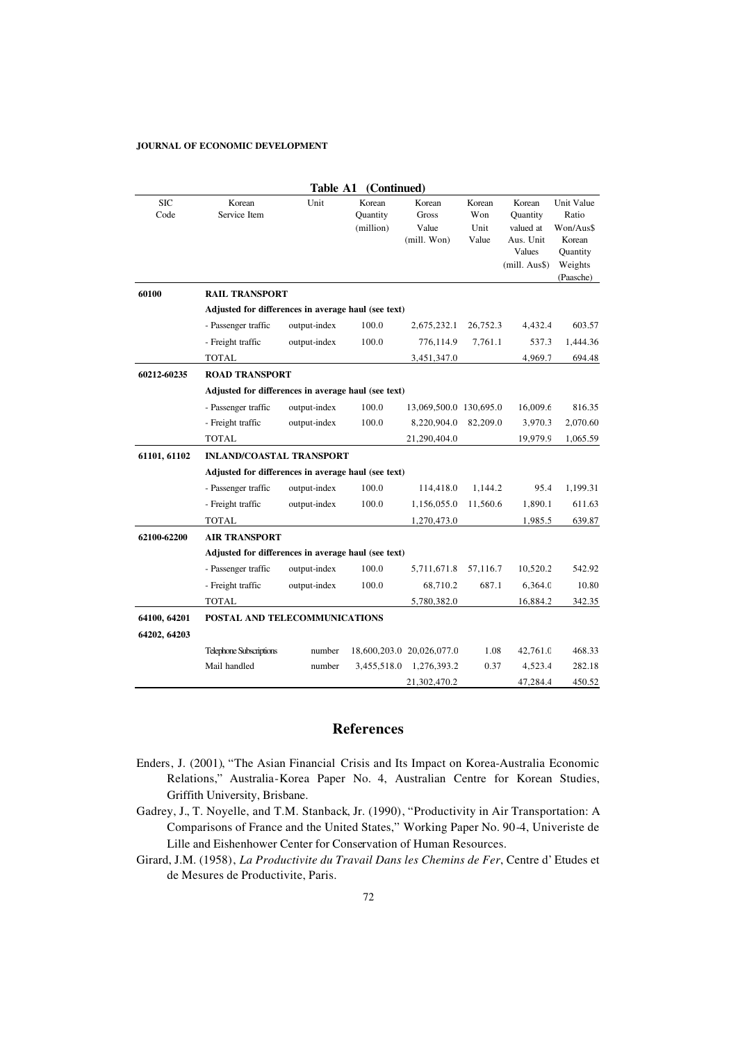**Table A1 (Continued)**

| SIC Code | Korean Service Item | Unit | Korean Quantity (million) | Korean Gross Value (mill. Won) | Korean Won Unit Value | Korean Quantity valued at Aus. Unit Values (mill. Aus$) | Unit Value Ratio Won/Aus$ Korean Quantity Weights (Paasche) |
|---|---|---|---|---|---|---|---|
| **60100** | **RAIL TRANSPORT** | | | | | | |
| | **Adjusted for differences in average haul (see text)** | | | | | | |
| | - Passenger traffic | output-index | 100.0 | 2,675,232.1 | 26,752.3 | 4,432.4 | 603.57 |
| | - Freight traffic | output-index | 100.0 | 776,114.9 | 7,761.1 | 537.3 | 1,444.36 |
| | TOTAL | | | 3,451,347.0 | | 4,969.7 | 694.48 |
| **60212-60235** | **ROAD TRANSPORT** | | | | | | |
| | **Adjusted for differences in average haul (see text)** | | | | | | |
| | - Passenger traffic | output-index | 100.0 | 13,069,500.0 | 130,695.0 | 16,009.6 | 816.35 |
| | - Freight traffic | output-index | 100.0 | 8,220,904.0 | 82,209.0 | 3,970.3 | 2,070.60 |
| | TOTAL | | | 21,290,404.0 | | 19,979.9 | 1,065.59 |
| **61101, 61102** | **INLAND/COASTAL TRANSPORT** | | | | | | |
| | **Adjusted for differences in average haul (see text)** | | | | | | |
| | - Passenger traffic | output-index | 100.0 | 114,418.0 | 1,144.2 | 95.4 | 1,199.31 |
| | - Freight traffic | output-index | 100.0 | 1,156,055.0 | 11,560.6 | 1,890.1 | 611.63 |
| | TOTAL | | | 1,270,473.0 | | 1,985.5 | 639.87 |
| **62100-62200** | **AIR TRANSPORT** | | | | | | |
| | **Adjusted for differences in average haul (see text)** | | | | | | |
| | - Passenger traffic | output-index | 100.0 | 5,711,671.8 | 57,116.7 | 10,520.2 | 542.92 |
| | - Freight traffic | output-index | 100.0 | 68,710.2 | 687.1 | 6,364.0 | 10.80 |
| | TOTAL | | | 5,780,382.0 | | 16,884.2 | 342.35 |
| **64100, 64201 64202, 64203** | **POSTAL AND TELECOMMUNICATIONS** | | | | | | |
| | Telephone Subscriptions | number | 18,600,203.0 | 20,026,077.0 | 1.08 | 42,761.0 | 468.33 |
| | Mail handled | number | 3,455,518.0 | 1,276,393.2 | 0.37 | 4,523.4 | 282.18 |
| | | | | 21,302,470.2 | | 47,284.4 | 450.52 |

# References

Enders, J. (2001), "The Asian Financial Crisis and Its Impact on Korea-Australia Economic Relations," Australia-Korea Paper No. 4, Australian Centre for Korean Studies, Griffith University, Brisbane.

Gadrey, J., T. Noyelle, and T.M. Stanback, Jr. (1990), "Productivity in Air Transportation: A Comparisons of France and the United States," Working Paper No. 90-4, Univeriste de Lille and Eishenhower Center for Conservation of Human Resources.

Girard, J.M. (1958), *La Productivite du Travail Dans les Chemins de Fer*, Centre d' Etudes et de Mesures de Productivite, Paris.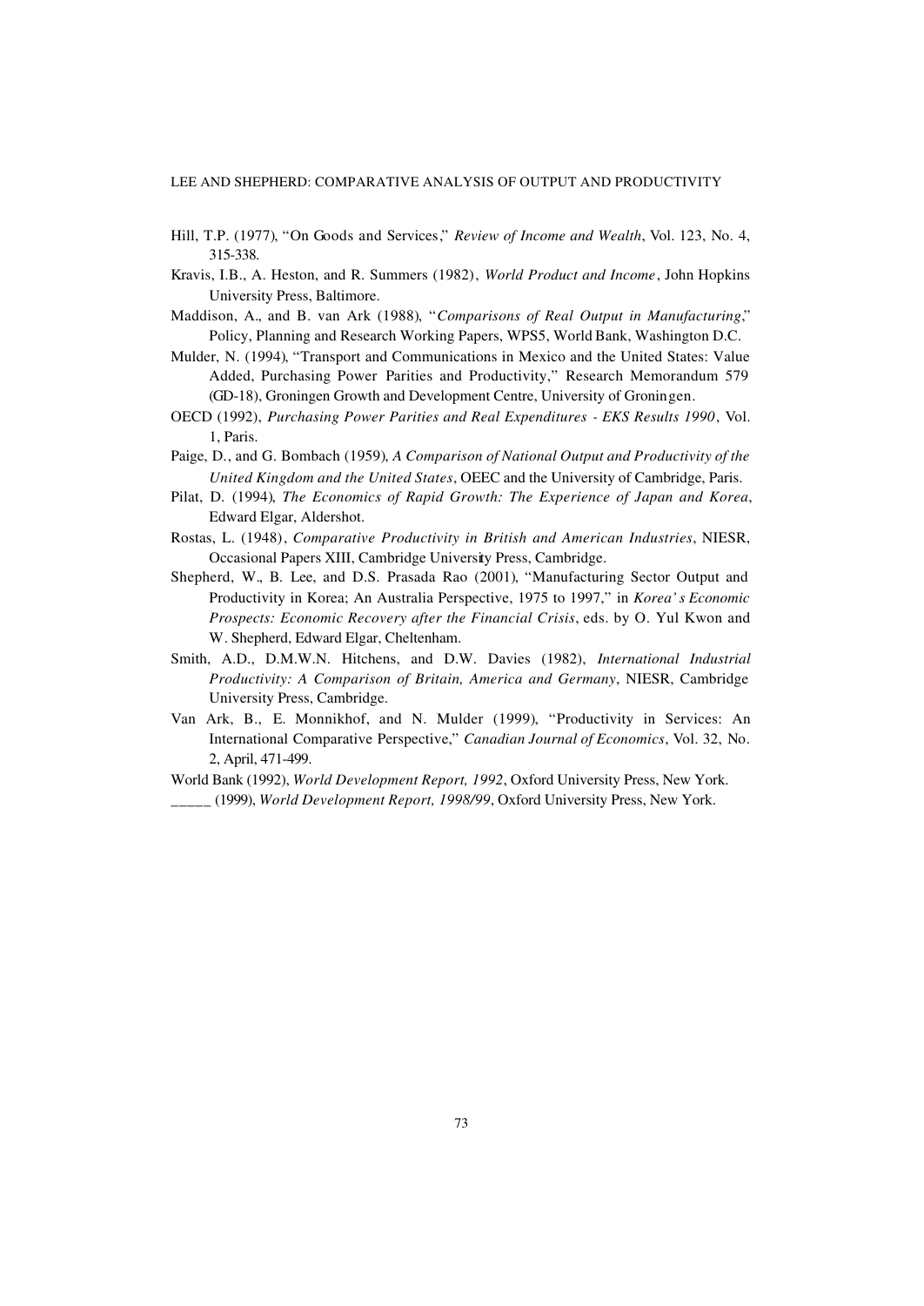Hill, T.P. (1977), "On Goods and Services," *Review of Income and Wealth*, Vol. 123, No. 4, 315-338.

Kravis, I.B., A. Heston, and R. Summers (1982), *World Product and Income*, John Hopkins University Press, Baltimore.

Maddison, A., and B. van Ark (1988), "*Comparisons of Real Output in Manufacturing*," Policy, Planning and Research Working Papers, WPS5, World Bank, Washington D.C.

Mulder, N. (1994), "Transport and Communications in Mexico and the United States: Value Added, Purchasing Power Parities and Productivity," Research Memorandum 579 (GD-18), Groningen Growth and Development Centre, University of Groningen.

OECD (1992), *Purchasing Power Parities and Real Expenditures - EKS Results 1990*, Vol. 1, Paris.

Paige, D., and G. Bombach (1959), *A Comparison of National Output and Productivity of the United Kingdom and the United States*, OEEC and the University of Cambridge, Paris.

Pilat, D. (1994), *The Economics of Rapid Growth: The Experience of Japan and Korea*, Edward Elgar, Aldershot.

Rostas, L. (1948), *Comparative Productivity in British and American Industries*, NIESR, Occasional Papers XIII, Cambridge University Press, Cambridge.

Shepherd, W., B. Lee, and D.S. Prasada Rao (2001), "Manufacturing Sector Output and Productivity in Korea; An Australia Perspective, 1975 to 1997," in *Korea's Economic Prospects: Economic Recovery after the Financial Crisis*, eds. by O. Yul Kwon and W. Shepherd, Edward Elgar, Cheltenham.

Smith, A.D., D.M.W.N. Hitchens, and D.W. Davies (1982), *International Industrial Productivity: A Comparison of Britain, America and Germany*, NIESR, Cambridge University Press, Cambridge.

Van Ark, B., E. Monnikhof, and N. Mulder (1999), "Productivity in Services: An International Comparative Perspective," *Canadian Journal of Economics*, Vol. 32, No. 2, April, 471-499.

World Bank (1992), *World Development Report, 1992*, Oxford University Press, New York.

_____ (1999), *World Development Report, 1998/99*, Oxford University Press, New York.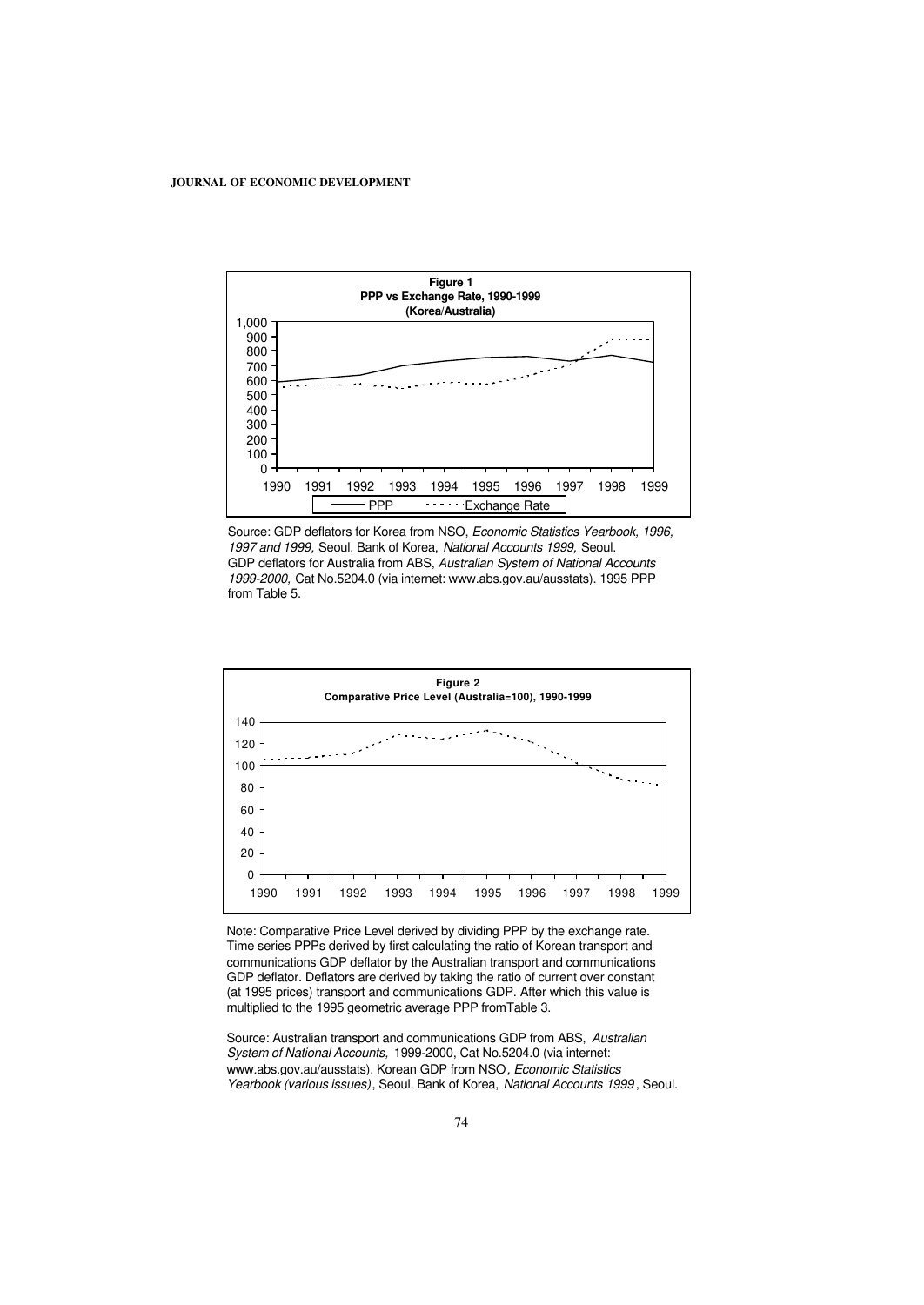**Figure 1**
**PPP vs Exchange Rate, 1990-1999**
**(Korea/Australia)**

Source: GDP deflators for Korea from NSO, *Economic Statistics Yearbook, 1996, 1997 and 1999,* Seoul. Bank of Korea, *National Accounts 1999,* Seoul. GDP deflators for Australia from ABS, *Australian System of National Accounts 1999-2000,* Cat No.5204.0 (via internet: www.abs.gov.au/ausstats). 1995 PPP from Table 5.

**Figure 2**
**Comparative Price Level (Australia=100), 1990-1999**

Note: Comparative Price Level derived by dividing PPP by the exchange rate. Time series PPPs derived by first calculating the ratio of Korean transport and communications GDP deflator by the Australian transport and communications GDP deflator. Deflators are derived by taking the ratio of current over constant (at 1995 prices) transport and communications GDP. After which this value is multiplied to the 1995 geometric average PPP fromTable 3.

Source: Australian transport and communications GDP from ABS, *Australian System of National Accounts,* 1999-2000, Cat No.5204.0 (via internet: www.abs.gov.au/ausstats). Korean GDP from NSO, *Economic Statistics Yearbook (various issues)*, Seoul. Bank of Korea, *National Accounts 1999*, Seoul.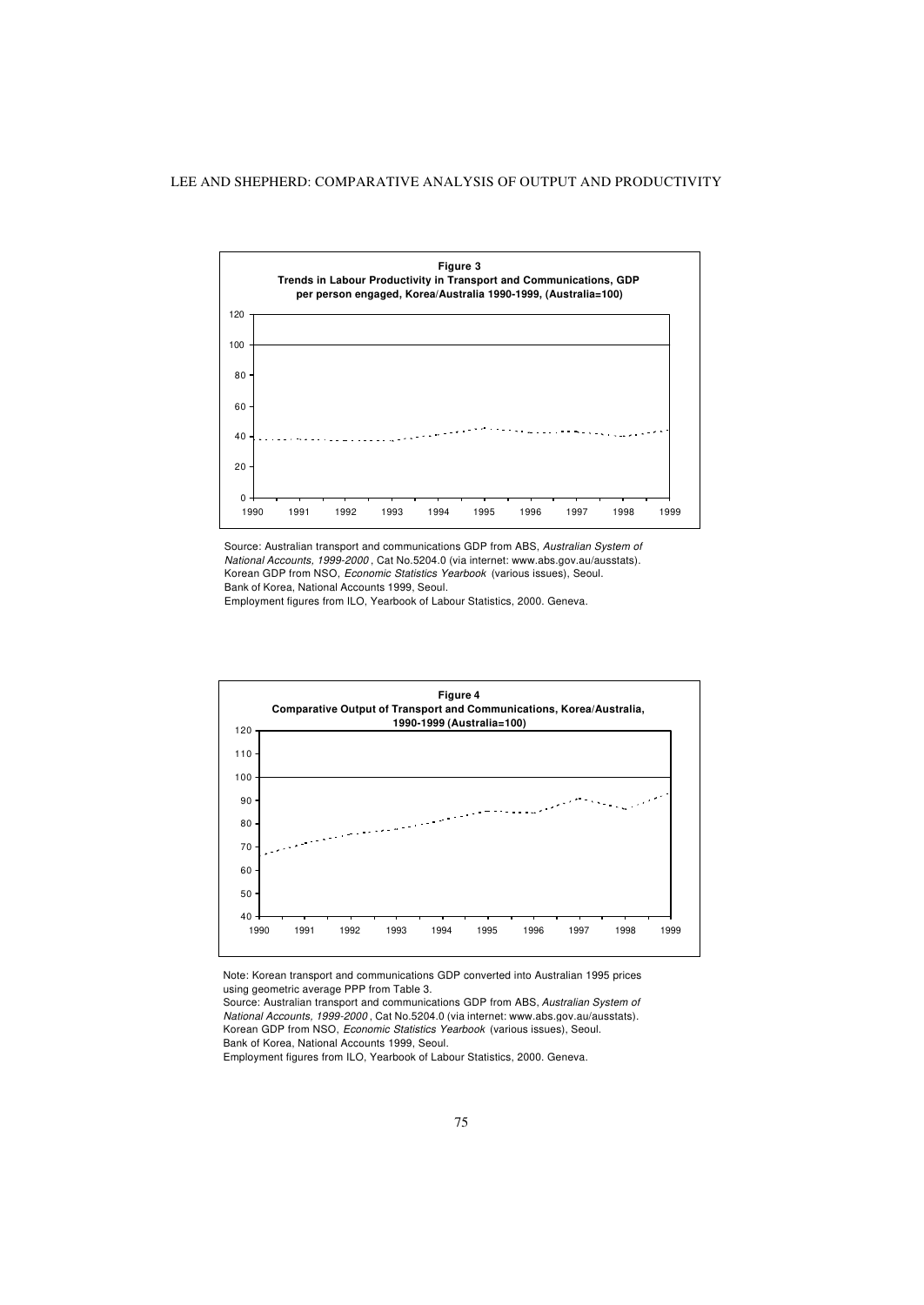**Figure 3**
**Trends in Labour Productivity in Transport and Communications, GDP per person engaged, Korea/Australia 1990-1999, (Australia=100)**

120
100
80
60
40
20
0
1990 1991 1992 1993 1994 1995 1996 1997 1998 1999

Source: Australian transport and communications GDP from ABS, *Australian System of National Accounts, 1999-2000*, Cat No.5204.0 (via internet: www.abs.gov.au/ausstats).
Korean GDP from NSO, *Economic Statistics Yearbook* (various issues), Seoul.
Bank of Korea, National Accounts 1999, Seoul.
Employment figures from ILO, Yearbook of Labour Statistics, 2000. Geneva.

**Figure 4**
**Comparative Output of Transport and Communications, Korea/Australia, 1990-1999 (Australia=100)**

120
110
100
90
80
70
60
50
40
1990 1991 1992 1993 1994 1995 1996 1997 1998 1999

Note: Korean transport and communications GDP converted into Australian 1995 prices using geometric average PPP from Table 3.
Source: Australian transport and communications GDP from ABS, *Australian System of National Accounts, 1999-2000*, Cat No.5204.0 (via internet: www.abs.gov.au/ausstats).
Korean GDP from NSO, *Economic Statistics Yearbook* (various issues), Seoul.
Bank of Korea, National Accounts 1999, Seoul.
Employment figures from ILO, Yearbook of Labour Statistics, 2000. Geneva.